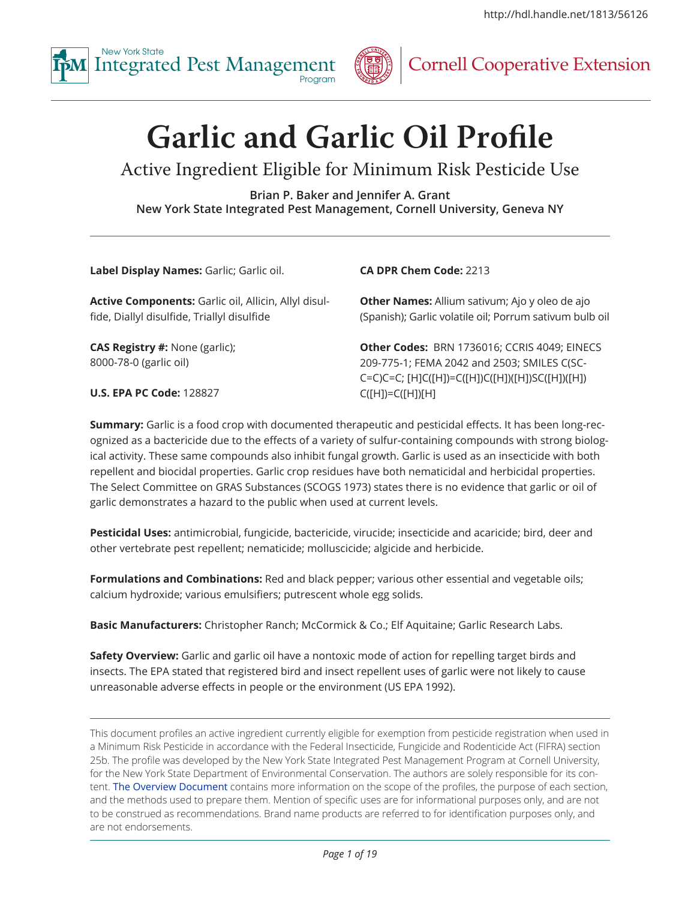http://hdl.handle.net/1813/56126

New York State Integrated Pest Management Program | Cornell Cooperative Extension

# Garlic and Garlic Oil Profile

## Active Ingredient Eligible for Minimum Risk Pesticide Use

**Brian P. Baker and Jennifer A. Grant**
**New York State Integrated Pest Management, Cornell University, Geneva NY**

---

**Label Display Names:** Garlic; Garlic oil.

**Active Components:** Garlic oil, Allicin, Allyl disulfide, Diallyl disulfide, Triallyl disulfide

**CAS Registry #:** None (garlic); 8000-78-0 (garlic oil)

**U.S. EPA PC Code:** 128827

**CA DPR Chem Code:** 2213

**Other Names:** Allium sativum; Ajo y oleo de ajo (Spanish); Garlic volatile oil; Porrum sativum bulb oil

**Other Codes:** BRN 1736016; CCRIS 4049; EINECS 209-775-1; FEMA 2042 and 2503; SMILES C(SC-C=C)C=C; [H]C([H])=C([H])C([H])([H])SC([H])([H])C([H])=C([H])[H]

**Summary:** Garlic is a food crop with documented therapeutic and pesticidal effects. It has been long-recognized as a bactericide due to the effects of a variety of sulfur-containing compounds with strong biological activity. These same compounds also inhibit fungal growth. Garlic is used as an insecticide with both repellent and biocidal properties. Garlic crop residues have both nematicidal and herbicidal properties. The Select Committee on GRAS Substances (SCOGS 1973) states there is no evidence that garlic or oil of garlic demonstrates a hazard to the public when used at current levels.

**Pesticidal Uses:** antimicrobial, fungicide, bactericide, virucide; insecticide and acaricide; bird, deer and other vertebrate pest repellent; nematicide; molluscicide; algicide and herbicide.

**Formulations and Combinations:** Red and black pepper; various other essential and vegetable oils; calcium hydroxide; various emulsifiers; putrescent whole egg solids.

**Basic Manufacturers:** Christopher Ranch; McCormick & Co.; Elf Aquitaine; Garlic Research Labs.

**Safety Overview:** Garlic and garlic oil have a nontoxic mode of action for repelling target birds and insects. The EPA stated that registered bird and insect repellent uses of garlic were not likely to cause unreasonable adverse effects in people or the environment (US EPA 1992).

---

This document profiles an active ingredient currently eligible for exemption from pesticide registration when used in a Minimum Risk Pesticide in accordance with the Federal Insecticide, Fungicide and Rodenticide Act (FIFRA) section 25b. The profile was developed by the New York State Integrated Pest Management Program at Cornell University, for the New York State Department of Environmental Conservation. The authors are solely responsible for its content. The Overview Document contains more information on the scope of the profiles, the purpose of each section, and the methods used to prepare them. Mention of specific uses are for informational purposes only, and are not to be construed as recommendations. Brand name products are referred to for identification purposes only, and are not endorsements.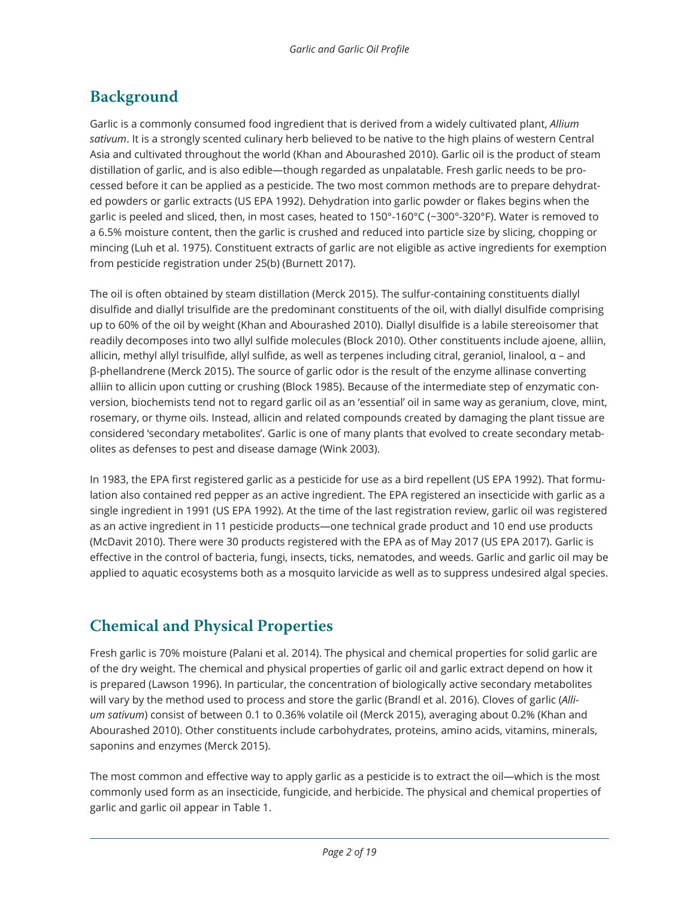## Background

Garlic is a commonly consumed food ingredient that is derived from a widely cultivated plant, *Allium sativum*. It is a strongly scented culinary herb believed to be native to the high plains of western Central Asia and cultivated throughout the world (Khan and Abourashed 2010). Garlic oil is the product of steam distillation of garlic, and is also edible—though regarded as unpalatable. Fresh garlic needs to be processed before it can be applied as a pesticide. The two most common methods are to prepare dehydrated powders or garlic extracts (US EPA 1992). Dehydration into garlic powder or flakes begins when the garlic is peeled and sliced, then, in most cases, heated to 150°-160°C (~300°-320°F). Water is removed to a 6.5% moisture content, then the garlic is crushed and reduced into particle size by slicing, chopping or mincing (Luh et al. 1975). Constituent extracts of garlic are not eligible as active ingredients for exemption from pesticide registration under 25(b) (Burnett 2017).

The oil is often obtained by steam distillation (Merck 2015). The sulfur-containing constituents diallyl disulfide and diallyl trisulfide are the predominant constituents of the oil, with diallyl disulfide comprising up to 60% of the oil by weight (Khan and Abourashed 2010). Diallyl disulfide is a labile stereoisomer that readily decomposes into two allyl sulfide molecules (Block 2010). Other constituents include ajoene, alliin, allicin, methyl allyl trisulfide, allyl sulfide, as well as terpenes including citral, geraniol, linalool, α – and β-phellandrene (Merck 2015). The source of garlic odor is the result of the enzyme allinase converting alliin to allicin upon cutting or crushing (Block 1985). Because of the intermediate step of enzymatic conversion, biochemists tend not to regard garlic oil as an 'essential' oil in same way as geranium, clove, mint, rosemary, or thyme oils. Instead, allicin and related compounds created by damaging the plant tissue are considered 'secondary metabolites'. Garlic is one of many plants that evolved to create secondary metabolites as defenses to pest and disease damage (Wink 2003).

In 1983, the EPA first registered garlic as a pesticide for use as a bird repellent (US EPA 1992). That formulation also contained red pepper as an active ingredient. The EPA registered an insecticide with garlic as a single ingredient in 1991 (US EPA 1992). At the time of the last registration review, garlic oil was registered as an active ingredient in 11 pesticide products—one technical grade product and 10 end use products (McDavit 2010). There were 30 products registered with the EPA as of May 2017 (US EPA 2017). Garlic is effective in the control of bacteria, fungi, insects, ticks, nematodes, and weeds. Garlic and garlic oil may be applied to aquatic ecosystems both as a mosquito larvicide as well as to suppress undesired algal species.

## Chemical and Physical Properties

Fresh garlic is 70% moisture (Palani et al. 2014). The physical and chemical properties for solid garlic are of the dry weight. The chemical and physical properties of garlic oil and garlic extract depend on how it is prepared (Lawson 1996). In particular, the concentration of biologically active secondary metabolites will vary by the method used to process and store the garlic (Brandl et al. 2016). Cloves of garlic (*Allium sativum*) consist of between 0.1 to 0.36% volatile oil (Merck 2015), averaging about 0.2% (Khan and Abourashed 2010). Other constituents include carbohydrates, proteins, amino acids, vitamins, minerals, saponins and enzymes (Merck 2015).

The most common and effective way to apply garlic as a pesticide is to extract the oil—which is the most commonly used form as an insecticide, fungicide, and herbicide. The physical and chemical properties of garlic and garlic oil appear in Table 1.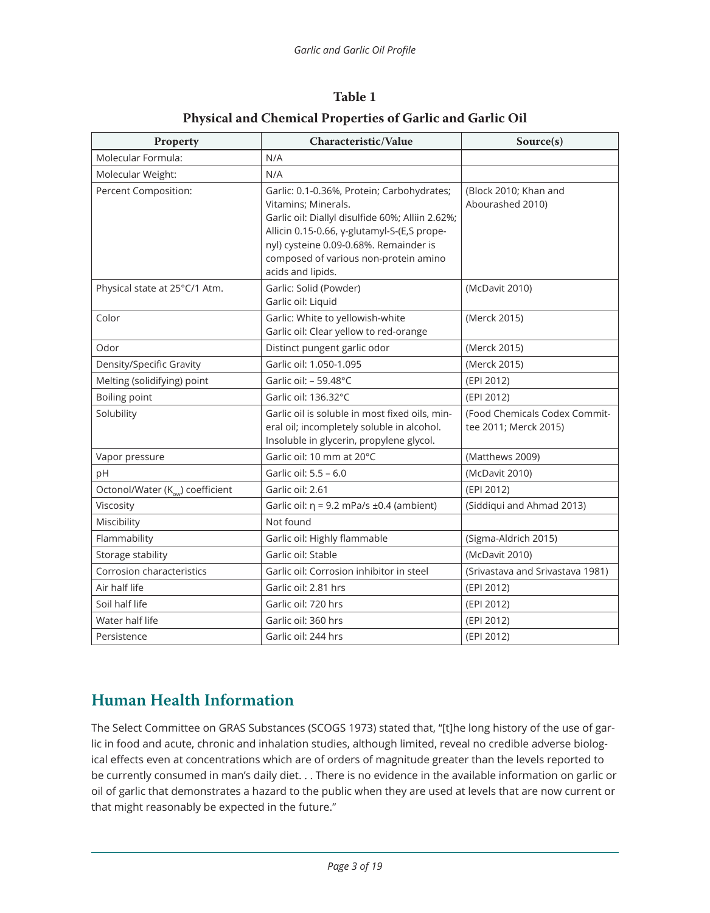**Table 1**

**Physical and Chemical Properties of Garlic and Garlic Oil**

| Property | Characteristic/Value | Source(s) |
|---|---|---|
| Molecular Formula: | N/A | |
| Molecular Weight: | N/A | |
| Percent Composition: | Garlic: 0.1-0.36%, Protein; Carbohydrates; Vitamins; Minerals. Garlic oil: Diallyl disulfide 60%; Alliin 2.62%; Allicin 0.15-0.66, γ-glutamyl-S-(E,S propenyl) cysteine 0.09-0.68%. Remainder is composed of various non-protein amino acids and lipids. | (Block 2010; Khan and Abourashed 2010) |
| Physical state at 25°C/1 Atm. | Garlic: Solid (Powder) Garlic oil: Liquid | (McDavit 2010) |
| Color | Garlic: White to yellowish-white Garlic oil: Clear yellow to red-orange | (Merck 2015) |
| Odor | Distinct pungent garlic odor | (Merck 2015) |
| Density/Specific Gravity | Garlic oil: 1.050-1.095 | (Merck 2015) |
| Melting (solidifying) point | Garlic oil: – 59.48°C | (EPI 2012) |
| Boiling point | Garlic oil: 136.32°C | (EPI 2012) |
| Solubility | Garlic oil is soluble in most fixed oils, mineral oil; incompletely soluble in alcohol. Insoluble in glycerin, propylene glycol. | (Food Chemicals Codex Committee 2011; Merck 2015) |
| Vapor pressure | Garlic oil: 10 mm at 20°C | (Matthews 2009) |
| pH | Garlic oil: 5.5 – 6.0 | (McDavit 2010) |
| Octonol/Water ($K_{ow}$) coefficient | Garlic oil: 2.61 | (EPI 2012) |
| Viscosity | Garlic oil: η = 9.2 mPa/s ±0.4 (ambient) | (Siddiqui and Ahmad 2013) |
| Miscibility | Not found | |
| Flammability | Garlic oil: Highly flammable | (Sigma-Aldrich 2015) |
| Storage stability | Garlic oil: Stable | (McDavit 2010) |
| Corrosion characteristics | Garlic oil: Corrosion inhibitor in steel | (Srivastava and Srivastava 1981) |
| Air half life | Garlic oil: 2.81 hrs | (EPI 2012) |
| Soil half life | Garlic oil: 720 hrs | (EPI 2012) |
| Water half life | Garlic oil: 360 hrs | (EPI 2012) |
| Persistence | Garlic oil: 244 hrs | (EPI 2012) |

## Human Health Information

The Select Committee on GRAS Substances (SCOGS 1973) stated that, "[t]he long history of the use of garlic in food and acute, chronic and inhalation studies, although limited, reveal no credible adverse biological effects even at concentrations which are of orders of magnitude greater than the levels reported to be currently consumed in man's daily diet. . . There is no evidence in the available information on garlic or oil of garlic that demonstrates a hazard to the public when they are used at levels that are now current or that might reasonably be expected in the future."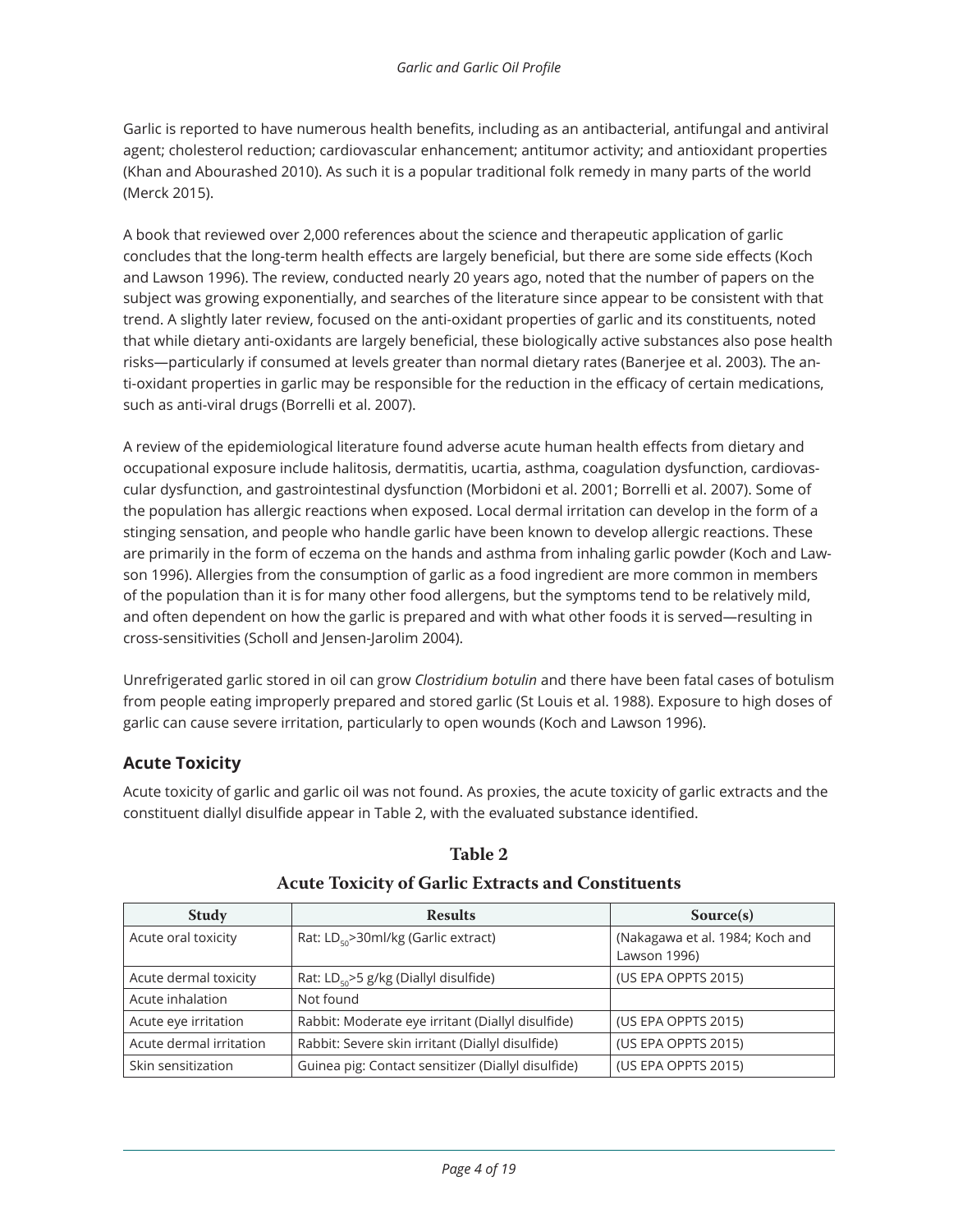Garlic is reported to have numerous health benefits, including as an antibacterial, antifungal and antiviral agent; cholesterol reduction; cardiovascular enhancement; antitumor activity; and antioxidant properties (Khan and Abourashed 2010). As such it is a popular traditional folk remedy in many parts of the world (Merck 2015).

A book that reviewed over 2,000 references about the science and therapeutic application of garlic concludes that the long-term health effects are largely beneficial, but there are some side effects (Koch and Lawson 1996). The review, conducted nearly 20 years ago, noted that the number of papers on the subject was growing exponentially, and searches of the literature since appear to be consistent with that trend. A slightly later review, focused on the anti-oxidant properties of garlic and its constituents, noted that while dietary anti-oxidants are largely beneficial, these biologically active substances also pose health risks—particularly if consumed at levels greater than normal dietary rates (Banerjee et al. 2003). The anti-oxidant properties in garlic may be responsible for the reduction in the efficacy of certain medications, such as anti-viral drugs (Borrelli et al. 2007).

A review of the epidemiological literature found adverse acute human health effects from dietary and occupational exposure include halitosis, dermatitis, ucartia, asthma, coagulation dysfunction, cardiovascular dysfunction, and gastrointestinal dysfunction (Morbidoni et al. 2001; Borrelli et al. 2007). Some of the population has allergic reactions when exposed. Local dermal irritation can develop in the form of a stinging sensation, and people who handle garlic have been known to develop allergic reactions. These are primarily in the form of eczema on the hands and asthma from inhaling garlic powder (Koch and Lawson 1996). Allergies from the consumption of garlic as a food ingredient are more common in members of the population than it is for many other food allergens, but the symptoms tend to be relatively mild, and often dependent on how the garlic is prepared and with what other foods it is served—resulting in cross-sensitivities (Scholl and Jensen-Jarolim 2004).

Unrefrigerated garlic stored in oil can grow *Clostridium botulin* and there have been fatal cases of botulism from people eating improperly prepared and stored garlic (St Louis et al. 1988). Exposure to high doses of garlic can cause severe irritation, particularly to open wounds (Koch and Lawson 1996).

## Acute Toxicity

Acute toxicity of garlic and garlic oil was not found. As proxies, the acute toxicity of garlic extracts and the constituent diallyl disulfide appear in Table 2, with the evaluated substance identified.

**Table 2**

**Acute Toxicity of Garlic Extracts and Constituents**

| Study | Results | Source(s) |
|---|---|---|
| Acute oral toxicity | Rat: $LD_{50}$>30ml/kg (Garlic extract) | (Nakagawa et al. 1984; Koch and Lawson 1996) |
| Acute dermal toxicity | Rat: $LD_{50}$>5 g/kg (Diallyl disulfide) | (US EPA OPPTS 2015) |
| Acute inhalation | Not found | |
| Acute eye irritation | Rabbit: Moderate eye irritant (Diallyl disulfide) | (US EPA OPPTS 2015) |
| Acute dermal irritation | Rabbit: Severe skin irritant (Diallyl disulfide) | (US EPA OPPTS 2015) |
| Skin sensitization | Guinea pig: Contact sensitizer (Diallyl disulfide) | (US EPA OPPTS 2015) |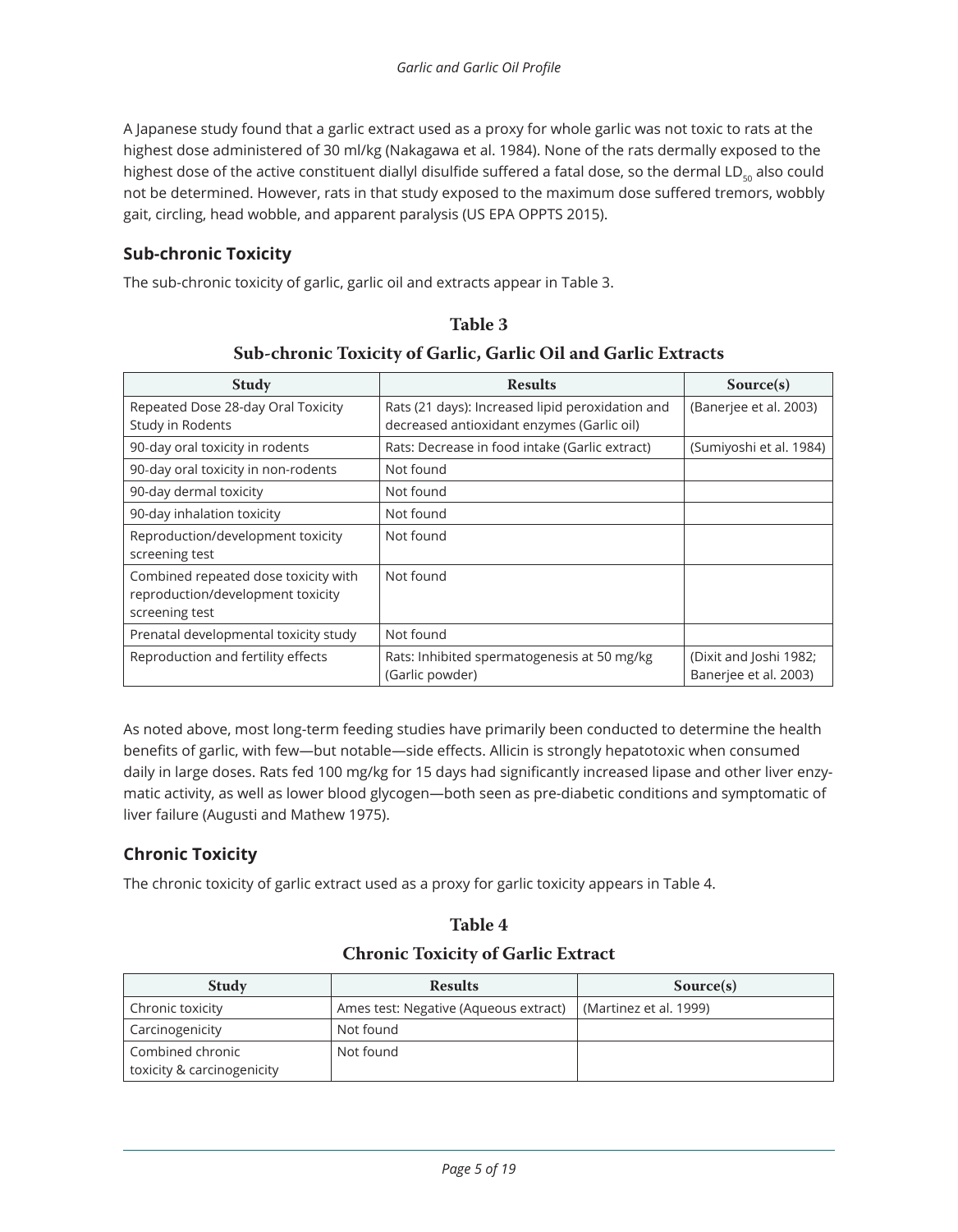A Japanese study found that a garlic extract used as a proxy for whole garlic was not toxic to rats at the highest dose administered of 30 ml/kg (Nakagawa et al. 1984). None of the rats dermally exposed to the highest dose of the active constituent diallyl disulfide suffered a fatal dose, so the dermal $LD_{50}$ also could not be determined. However, rats in that study exposed to the maximum dose suffered tremors, wobbly gait, circling, head wobble, and apparent paralysis (US EPA OPPTS 2015).

## Sub-chronic Toxicity

The sub-chronic toxicity of garlic, garlic oil and extracts appear in Table 3.

**Table 3**

**Sub-chronic Toxicity of Garlic, Garlic Oil and Garlic Extracts**

| Study | Results | Source(s) |
|---|---|---|
| Repeated Dose 28-day Oral Toxicity Study in Rodents | Rats (21 days): Increased lipid peroxidation and decreased antioxidant enzymes (Garlic oil) | (Banerjee et al. 2003) |
| 90-day oral toxicity in rodents | Rats: Decrease in food intake (Garlic extract) | (Sumiyoshi et al. 1984) |
| 90-day oral toxicity in non-rodents | Not found | |
| 90-day dermal toxicity | Not found | |
| 90-day inhalation toxicity | Not found | |
| Reproduction/development toxicity screening test | Not found | |
| Combined repeated dose toxicity with reproduction/development toxicity screening test | Not found | |
| Prenatal developmental toxicity study | Not found | |
| Reproduction and fertility effects | Rats: Inhibited spermatogenesis at 50 mg/kg (Garlic powder) | (Dixit and Joshi 1982; Banerjee et al. 2003) |

As noted above, most long-term feeding studies have primarily been conducted to determine the health benefits of garlic, with few—but notable—side effects. Allicin is strongly hepatotoxic when consumed daily in large doses. Rats fed 100 mg/kg for 15 days had significantly increased lipase and other liver enzymatic activity, as well as lower blood glycogen—both seen as pre-diabetic conditions and symptomatic of liver failure (Augusti and Mathew 1975).

## Chronic Toxicity

The chronic toxicity of garlic extract used as a proxy for garlic toxicity appears in Table 4.

**Table 4**

**Chronic Toxicity of Garlic Extract**

| Study | Results | Source(s) |
|---|---|---|
| Chronic toxicity | Ames test: Negative (Aqueous extract) | (Martinez et al. 1999) |
| Carcinogenicity | Not found | |
| Combined chronic toxicity & carcinogenicity | Not found | |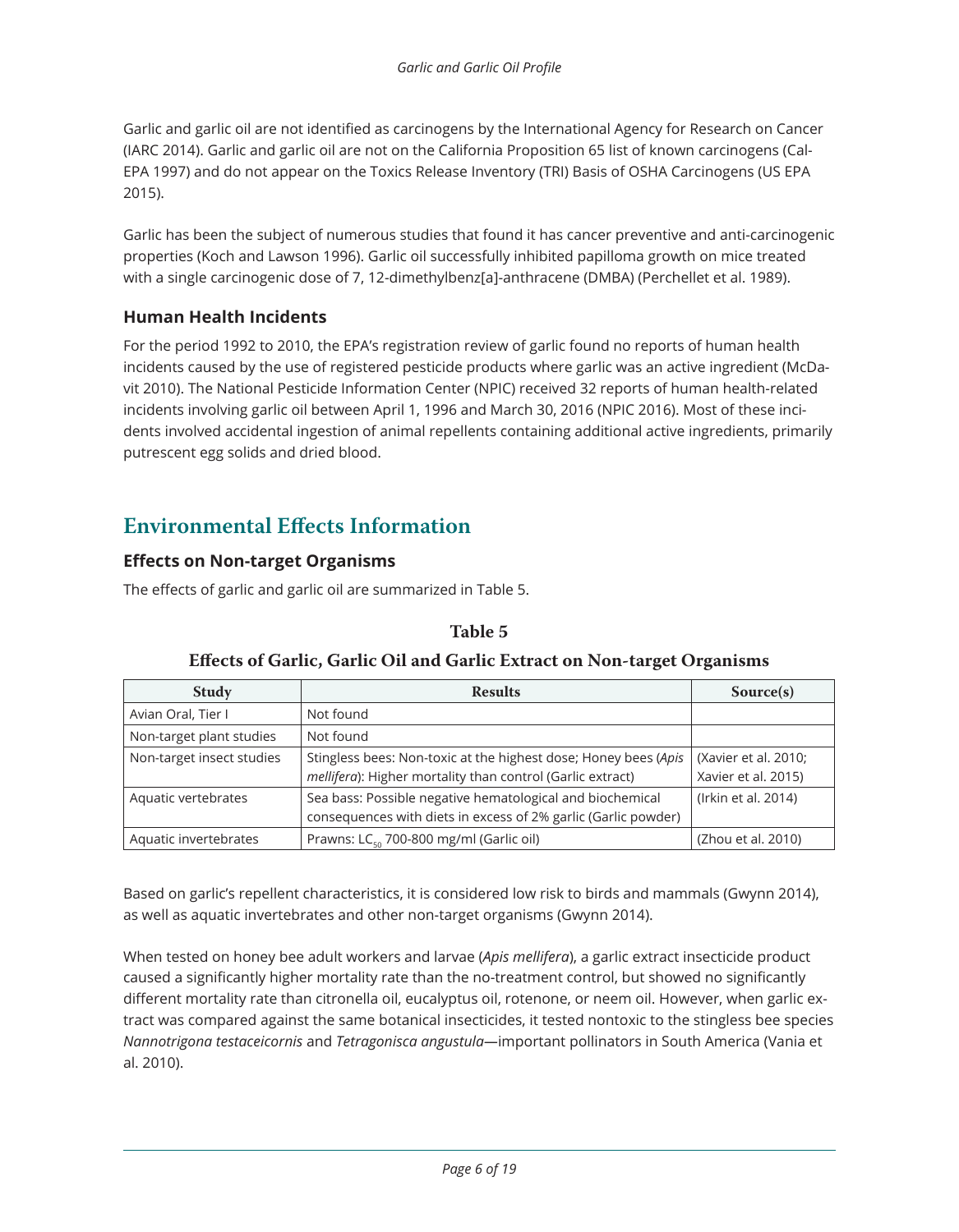Garlic and garlic oil are not identified as carcinogens by the International Agency for Research on Cancer (IARC 2014). Garlic and garlic oil are not on the California Proposition 65 list of known carcinogens (Cal-EPA 1997) and do not appear on the Toxics Release Inventory (TRI) Basis of OSHA Carcinogens (US EPA 2015).

Garlic has been the subject of numerous studies that found it has cancer preventive and anti-carcinogenic properties (Koch and Lawson 1996). Garlic oil successfully inhibited papilloma growth on mice treated with a single carcinogenic dose of 7, 12-dimethylbenz[a]-anthracene (DMBA) (Perchellet et al. 1989).

### Human Health Incidents

For the period 1992 to 2010, the EPA's registration review of garlic found no reports of human health incidents caused by the use of registered pesticide products where garlic was an active ingredient (McDavit 2010). The National Pesticide Information Center (NPIC) received 32 reports of human health-related incidents involving garlic oil between April 1, 1996 and March 30, 2016 (NPIC 2016). Most of these incidents involved accidental ingestion of animal repellents containing additional active ingredients, primarily putrescent egg solids and dried blood.

## Environmental Effects Information

### Effects on Non-target Organisms

The effects of garlic and garlic oil are summarized in Table 5.

**Table 5**

**Effects of Garlic, Garlic Oil and Garlic Extract on Non-target Organisms**

| Study | Results | Source(s) |
|---|---|---|
| Avian Oral, Tier I | Not found | |
| Non-target plant studies | Not found | |
| Non-target insect studies | Stingless bees: Non-toxic at the highest dose; Honey bees (*Apis mellifera*): Higher mortality than control (Garlic extract) | (Xavier et al. 2010; Xavier et al. 2015) |
| Aquatic vertebrates | Sea bass: Possible negative hematological and biochemical consequences with diets in excess of 2% garlic (Garlic powder) | (Irkin et al. 2014) |
| Aquatic invertebrates | Prawns: $LC_{50}$ 700-800 mg/ml (Garlic oil) | (Zhou et al. 2010) |

Based on garlic's repellent characteristics, it is considered low risk to birds and mammals (Gwynn 2014), as well as aquatic invertebrates and other non-target organisms (Gwynn 2014).

When tested on honey bee adult workers and larvae (*Apis mellifera*), a garlic extract insecticide product caused a significantly higher mortality rate than the no-treatment control, but showed no significantly different mortality rate than citronella oil, eucalyptus oil, rotenone, or neem oil. However, when garlic extract was compared against the same botanical insecticides, it tested nontoxic to the stingless bee species *Nannotrigona testaceicornis* and *Tetragonisca angustula*—important pollinators in South America (Vania et al. 2010).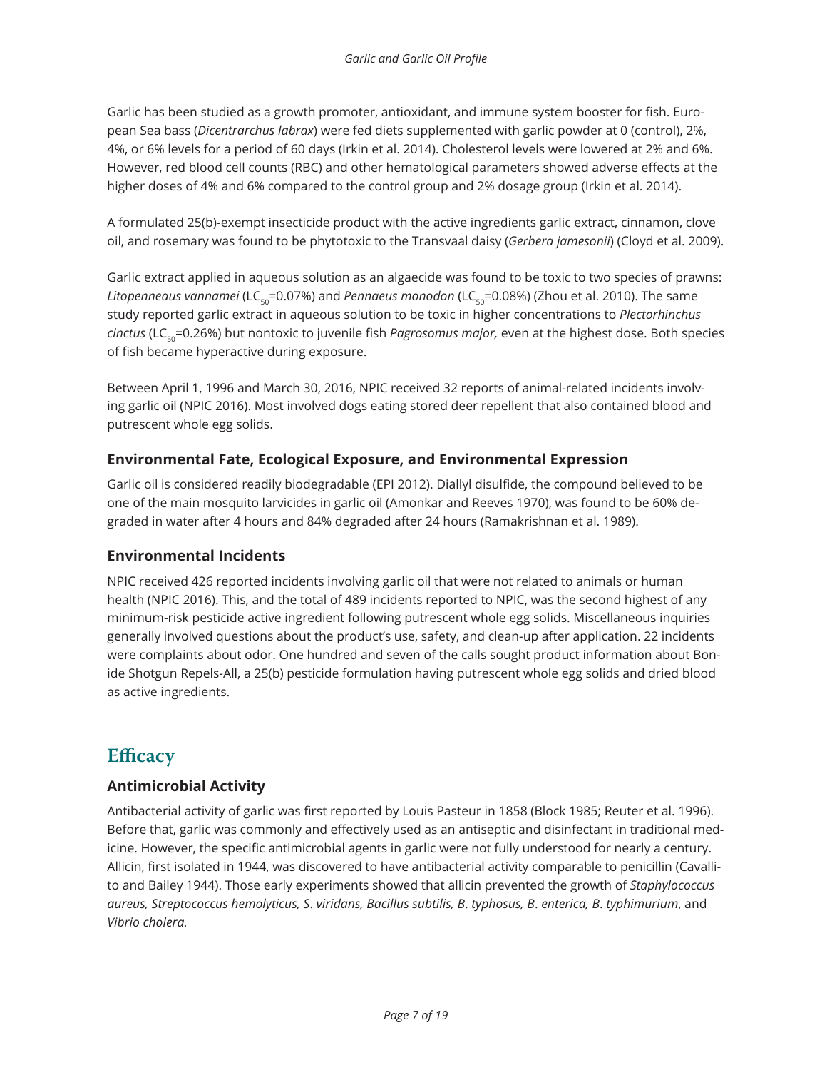Garlic has been studied as a growth promoter, antioxidant, and immune system booster for fish. European Sea bass (*Dicentrarchus labrax*) were fed diets supplemented with garlic powder at 0 (control), 2%, 4%, or 6% levels for a period of 60 days (Irkin et al. 2014). Cholesterol levels were lowered at 2% and 6%. However, red blood cell counts (RBC) and other hematological parameters showed adverse effects at the higher doses of 4% and 6% compared to the control group and 2% dosage group (Irkin et al. 2014).

A formulated 25(b)-exempt insecticide product with the active ingredients garlic extract, cinnamon, clove oil, and rosemary was found to be phytotoxic to the Transvaal daisy (*Gerbera jamesonii*) (Cloyd et al. 2009).

Garlic extract applied in aqueous solution as an algaecide was found to be toxic to two species of prawns: *Litopenneaus vannamei* ($LC_{50}$=0.07%) and *Pennaeus monodon* ($LC_{50}$=0.08%) (Zhou et al. 2010). The same study reported garlic extract in aqueous solution to be toxic in higher concentrations to *Plectorhinchus cinctus* ($LC_{50}$=0.26%) but nontoxic to juvenile fish *Pagrosomus major,* even at the highest dose. Both species of fish became hyperactive during exposure.

Between April 1, 1996 and March 30, 2016, NPIC received 32 reports of animal-related incidents involving garlic oil (NPIC 2016). Most involved dogs eating stored deer repellent that also contained blood and putrescent whole egg solids.

### Environmental Fate, Ecological Exposure, and Environmental Expression

Garlic oil is considered readily biodegradable (EPI 2012). Diallyl disulfide, the compound believed to be one of the main mosquito larvicides in garlic oil (Amonkar and Reeves 1970), was found to be 60% degraded in water after 4 hours and 84% degraded after 24 hours (Ramakrishnan et al. 1989).

### Environmental Incidents

NPIC received 426 reported incidents involving garlic oil that were not related to animals or human health (NPIC 2016). This, and the total of 489 incidents reported to NPIC, was the second highest of any minimum-risk pesticide active ingredient following putrescent whole egg solids. Miscellaneous inquiries generally involved questions about the product's use, safety, and clean-up after application. 22 incidents were complaints about odor. One hundred and seven of the calls sought product information about Bonide Shotgun Repels-All, a 25(b) pesticide formulation having putrescent whole egg solids and dried blood as active ingredients.

## Efficacy

### Antimicrobial Activity

Antibacterial activity of garlic was first reported by Louis Pasteur in 1858 (Block 1985; Reuter et al. 1996). Before that, garlic was commonly and effectively used as an antiseptic and disinfectant in traditional medicine. However, the specific antimicrobial agents in garlic were not fully understood for nearly a century. Allicin, first isolated in 1944, was discovered to have antibacterial activity comparable to penicillin (Cavallito and Bailey 1944). Those early experiments showed that allicin prevented the growth of *Staphylococcus aureus, Streptococcus hemolyticus, S. viridans, Bacillus subtilis, B. typhosus, B. enterica, B. typhimurium*, and *Vibrio cholera.*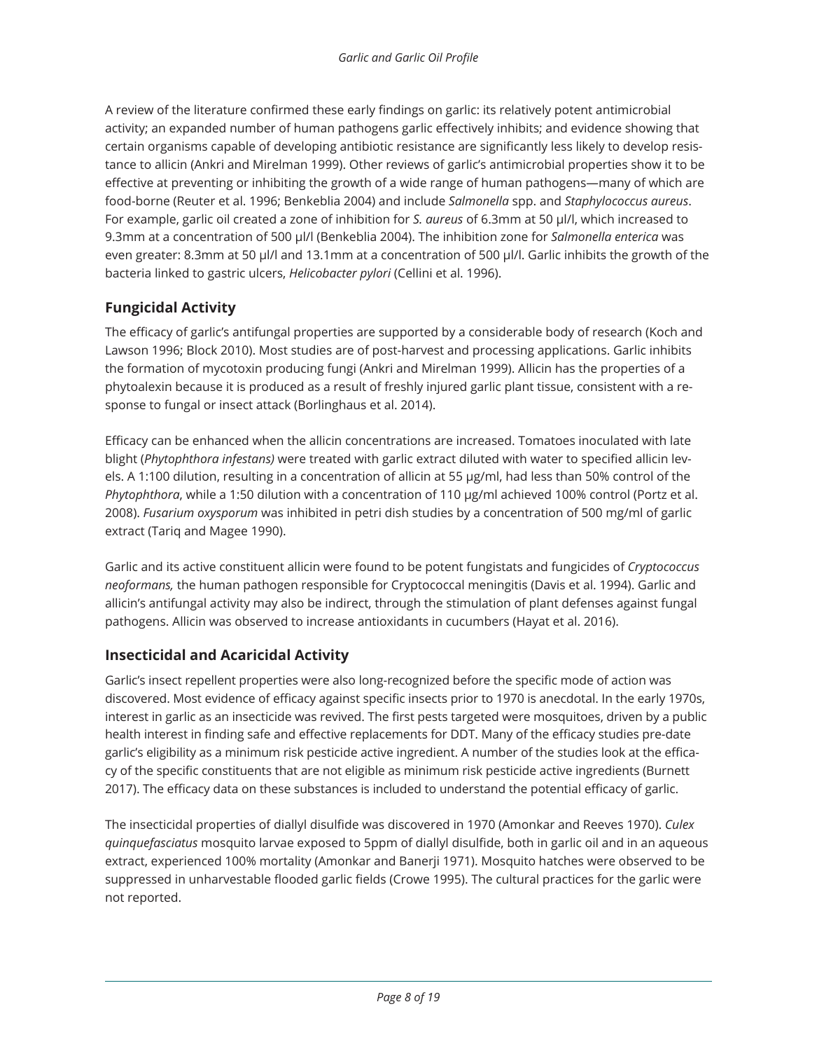A review of the literature confirmed these early findings on garlic: its relatively potent antimicrobial activity; an expanded number of human pathogens garlic effectively inhibits; and evidence showing that certain organisms capable of developing antibiotic resistance are significantly less likely to develop resistance to allicin (Ankri and Mirelman 1999). Other reviews of garlic's antimicrobial properties show it to be effective at preventing or inhibiting the growth of a wide range of human pathogens—many of which are food-borne (Reuter et al. 1996; Benkeblia 2004) and include *Salmonella* spp. and *Staphylococcus aureus*. For example, garlic oil created a zone of inhibition for *S. aureus* of 6.3mm at 50 µl/l, which increased to 9.3mm at a concentration of 500 µl/l (Benkeblia 2004). The inhibition zone for *Salmonella enterica* was even greater: 8.3mm at 50 µl/l and 13.1mm at a concentration of 500 µl/l. Garlic inhibits the growth of the bacteria linked to gastric ulcers, *Helicobacter pylori* (Cellini et al. 1996).

## Fungicidal Activity

The efficacy of garlic's antifungal properties are supported by a considerable body of research (Koch and Lawson 1996; Block 2010). Most studies are of post-harvest and processing applications. Garlic inhibits the formation of mycotoxin producing fungi (Ankri and Mirelman 1999). Allicin has the properties of a phytoalexin because it is produced as a result of freshly injured garlic plant tissue, consistent with a response to fungal or insect attack (Borlinghaus et al. 2014).

Efficacy can be enhanced when the allicin concentrations are increased. Tomatoes inoculated with late blight (*Phytophthora infestans)* were treated with garlic extract diluted with water to specified allicin levels. A 1:100 dilution, resulting in a concentration of allicin at 55 µg/ml, had less than 50% control of the *Phytophthora*, while a 1:50 dilution with a concentration of 110 µg/ml achieved 100% control (Portz et al. 2008). *Fusarium oxysporum* was inhibited in petri dish studies by a concentration of 500 mg/ml of garlic extract (Tariq and Magee 1990).

Garlic and its active constituent allicin were found to be potent fungistats and fungicides of *Cryptococcus neoformans,* the human pathogen responsible for Cryptococcal meningitis (Davis et al. 1994). Garlic and allicin's antifungal activity may also be indirect, through the stimulation of plant defenses against fungal pathogens. Allicin was observed to increase antioxidants in cucumbers (Hayat et al. 2016).

## Insecticidal and Acaricidal Activity

Garlic's insect repellent properties were also long-recognized before the specific mode of action was discovered. Most evidence of efficacy against specific insects prior to 1970 is anecdotal. In the early 1970s, interest in garlic as an insecticide was revived. The first pests targeted were mosquitoes, driven by a public health interest in finding safe and effective replacements for DDT. Many of the efficacy studies pre-date garlic's eligibility as a minimum risk pesticide active ingredient. A number of the studies look at the efficacy of the specific constituents that are not eligible as minimum risk pesticide active ingredients (Burnett 2017). The efficacy data on these substances is included to understand the potential efficacy of garlic.

The insecticidal properties of diallyl disulfide was discovered in 1970 (Amonkar and Reeves 1970). *Culex quinquefasciatus* mosquito larvae exposed to 5ppm of diallyl disulfide, both in garlic oil and in an aqueous extract, experienced 100% mortality (Amonkar and Banerji 1971). Mosquito hatches were observed to be suppressed in unharvestable flooded garlic fields (Crowe 1995). The cultural practices for the garlic were not reported.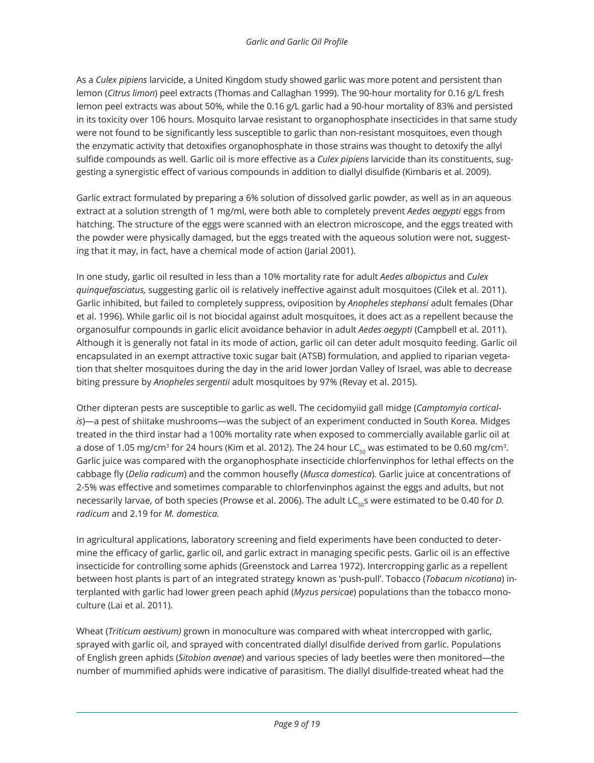As a *Culex pipiens* larvicide, a United Kingdom study showed garlic was more potent and persistent than lemon (*Citrus limon*) peel extracts (Thomas and Callaghan 1999). The 90-hour mortality for 0.16 g/L fresh lemon peel extracts was about 50%, while the 0.16 g/L garlic had a 90-hour mortality of 83% and persisted in its toxicity over 106 hours. Mosquito larvae resistant to organophosphate insecticides in that same study were not found to be significantly less susceptible to garlic than non-resistant mosquitoes, even though the enzymatic activity that detoxifies organophosphate in those strains was thought to detoxify the allyl sulfide compounds as well. Garlic oil is more effective as a *Culex pipiens* larvicide than its constituents, suggesting a synergistic effect of various compounds in addition to diallyl disulfide (Kimbaris et al. 2009).

Garlic extract formulated by preparing a 6% solution of dissolved garlic powder, as well as in an aqueous extract at a solution strength of 1 mg/ml, were both able to completely prevent *Aedes aegypti* eggs from hatching. The structure of the eggs were scanned with an electron microscope, and the eggs treated with the powder were physically damaged, but the eggs treated with the aqueous solution were not, suggesting that it may, in fact, have a chemical mode of action (Jarial 2001).

In one study, garlic oil resulted in less than a 10% mortality rate for adult *Aedes albopictus* and *Culex quinquefasciatus,* suggesting garlic oil is relatively ineffective against adult mosquitoes (Cilek et al. 2011). Garlic inhibited, but failed to completely suppress, oviposition by *Anopheles stephansi* adult females (Dhar et al. 1996). While garlic oil is not biocidal against adult mosquitoes, it does act as a repellent because the organosulfur compounds in garlic elicit avoidance behavior in adult *Aedes aegypti* (Campbell et al. 2011). Although it is generally not fatal in its mode of action, garlic oil can deter adult mosquito feeding. Garlic oil encapsulated in an exempt attractive toxic sugar bait (ATSB) formulation, and applied to riparian vegetation that shelter mosquitoes during the day in the arid lower Jordan Valley of Israel, was able to decrease biting pressure by *Anopheles sergentii* adult mosquitoes by 97% (Revay et al. 2015).

Other dipteran pests are susceptible to garlic as well. The cecidomyiid gall midge (*Camptomyia corticalis*)—a pest of shiitake mushrooms—was the subject of an experiment conducted in South Korea. Midges treated in the third instar had a 100% mortality rate when exposed to commercially available garlic oil at a dose of 1.05 mg/cm$^3$ for 24 hours (Kim et al. 2012). The 24 hour $LC_{50}$ was estimated to be 0.60 mg/cm$^3$. Garlic juice was compared with the organophosphate insecticide chlorfenvinphos for lethal effects on the cabbage fly (*Delia radicum*) and the common housefly (*Musca domestica*). Garlic juice at concentrations of 2-5% was effective and sometimes comparable to chlorfenvinphos against the eggs and adults, but not necessarily larvae, of both species (Prowse et al. 2006). The adult $LC_{50}$s were estimated to be 0.40 for *D. radicum* and 2.19 for *M. domestica.*

In agricultural applications, laboratory screening and field experiments have been conducted to determine the efficacy of garlic, garlic oil, and garlic extract in managing specific pests. Garlic oil is an effective insecticide for controlling some aphids (Greenstock and Larrea 1972). Intercropping garlic as a repellent between host plants is part of an integrated strategy known as 'push-pull'. Tobacco (*Tobacum nicotiana*) interplanted with garlic had lower green peach aphid (*Myzus persicae*) populations than the tobacco monoculture (Lai et al. 2011).

Wheat (*Triticum aestivum)* grown in monoculture was compared with wheat intercropped with garlic, sprayed with garlic oil, and sprayed with concentrated diallyl disulfide derived from garlic. Populations of English green aphids (*Sitobion avenae*) and various species of lady beetles were then monitored—the number of mummified aphids were indicative of parasitism. The diallyl disulfide-treated wheat had the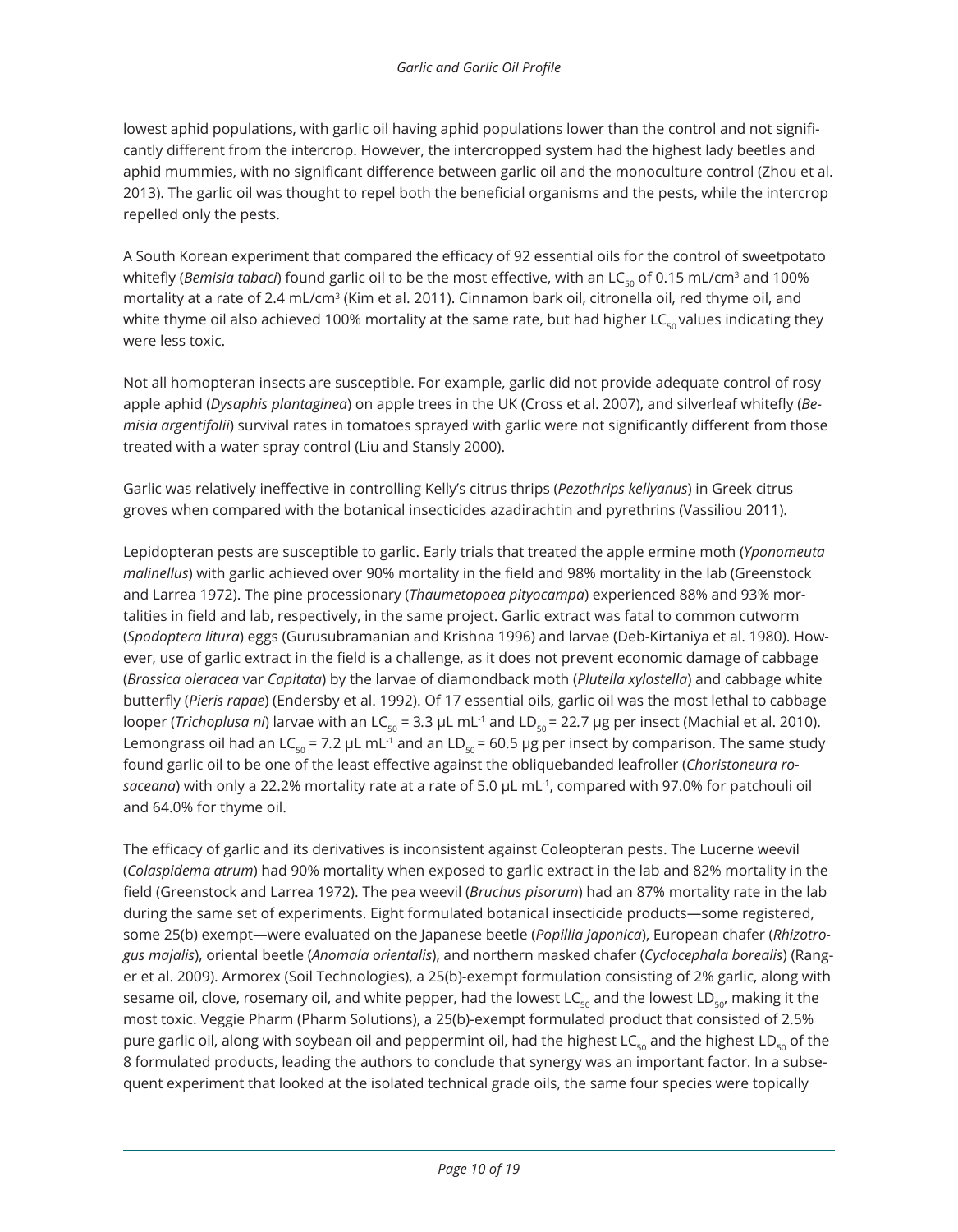lowest aphid populations, with garlic oil having aphid populations lower than the control and not significantly different from the intercrop. However, the intercropped system had the highest lady beetles and aphid mummies, with no significant difference between garlic oil and the monoculture control (Zhou et al. 2013). The garlic oil was thought to repel both the beneficial organisms and the pests, while the intercrop repelled only the pests.

A South Korean experiment that compared the efficacy of 92 essential oils for the control of sweetpotato whitefly (*Bemisia tabaci*) found garlic oil to be the most effective, with an $LC_{50}$ of 0.15 mL/cm$^3$ and 100% mortality at a rate of 2.4 mL/cm$^3$ (Kim et al. 2011). Cinnamon bark oil, citronella oil, red thyme oil, and white thyme oil also achieved 100% mortality at the same rate, but had higher $LC_{50}$ values indicating they were less toxic.

Not all homopteran insects are susceptible. For example, garlic did not provide adequate control of rosy apple aphid (*Dysaphis plantaginea*) on apple trees in the UK (Cross et al. 2007), and silverleaf whitefly (*Bemisia argentifolii*) survival rates in tomatoes sprayed with garlic were not significantly different from those treated with a water spray control (Liu and Stansly 2000).

Garlic was relatively ineffective in controlling Kelly's citrus thrips (*Pezothrips kellyanus*) in Greek citrus groves when compared with the botanical insecticides azadirachtin and pyrethrins (Vassiliou 2011).

Lepidopteran pests are susceptible to garlic. Early trials that treated the apple ermine moth (*Yponomeuta malinellus*) with garlic achieved over 90% mortality in the field and 98% mortality in the lab (Greenstock and Larrea 1972). The pine processionary (*Thaumetopoea pityocampa*) experienced 88% and 93% mortalities in field and lab, respectively, in the same project. Garlic extract was fatal to common cutworm (*Spodoptera litura*) eggs (Gurusubramanian and Krishna 1996) and larvae (Deb-Kirtaniya et al. 1980). However, use of garlic extract in the field is a challenge, as it does not prevent economic damage of cabbage (*Brassica oleracea* var *Capitata*) by the larvae of diamondback moth (*Plutella xylostella*) and cabbage white butterfly (*Pieris rapae*) (Endersby et al. 1992). Of 17 essential oils, garlic oil was the most lethal to cabbage looper (*Trichoplusa ni*) larvae with an $LC_{50}$ = 3.3 µL mL$^{-1}$ and $LD_{50}$ = 22.7 µg per insect (Machial et al. 2010). Lemongrass oil had an $LC_{50}$ = 7.2 µL mL$^{-1}$ and an $LD_{50}$ = 60.5 µg per insect by comparison. The same study found garlic oil to be one of the least effective against the obliquebanded leafroller (*Choristoneura rosaceana*) with only a 22.2% mortality rate at a rate of 5.0 µL mL$^{-1}$, compared with 97.0% for patchouli oil and 64.0% for thyme oil.

The efficacy of garlic and its derivatives is inconsistent against Coleopteran pests. The Lucerne weevil (*Colaspidema atrum*) had 90% mortality when exposed to garlic extract in the lab and 82% mortality in the field (Greenstock and Larrea 1972). The pea weevil (*Bruchus pisorum*) had an 87% mortality rate in the lab during the same set of experiments. Eight formulated botanical insecticide products—some registered, some 25(b) exempt—were evaluated on the Japanese beetle (*Popillia japonica*), European chafer (*Rhizotrogus majalis*), oriental beetle (*Anomala orientalis*), and northern masked chafer (*Cyclocephala borealis*) (Ranger et al. 2009). Armorex (Soil Technologies), a 25(b)-exempt formulation consisting of 2% garlic, along with sesame oil, clove, rosemary oil, and white pepper, had the lowest $LC_{50}$ and the lowest $LD_{50}$, making it the most toxic. Veggie Pharm (Pharm Solutions), a 25(b)-exempt formulated product that consisted of 2.5% pure garlic oil, along with soybean oil and peppermint oil, had the highest $LC_{50}$ and the highest $LD_{50}$ of the 8 formulated products, leading the authors to conclude that synergy was an important factor. In a subsequent experiment that looked at the isolated technical grade oils, the same four species were topically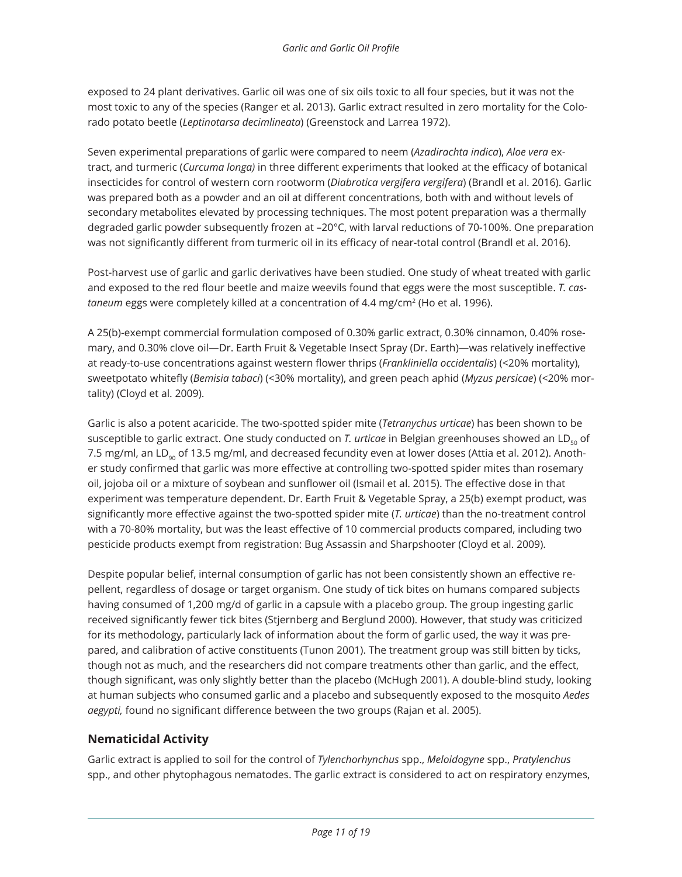exposed to 24 plant derivatives. Garlic oil was one of six oils toxic to all four species, but it was not the most toxic to any of the species (Ranger et al. 2013). Garlic extract resulted in zero mortality for the Colorado potato beetle (*Leptinotarsa decimlineata*) (Greenstock and Larrea 1972).

Seven experimental preparations of garlic were compared to neem (*Azadirachta indica*), *Aloe vera* extract, and turmeric (*Curcuma longa)* in three different experiments that looked at the efficacy of botanical insecticides for control of western corn rootworm (*Diabrotica vergifera vergifera*) (Brandl et al. 2016). Garlic was prepared both as a powder and an oil at different concentrations, both with and without levels of secondary metabolites elevated by processing techniques. The most potent preparation was a thermally degraded garlic powder subsequently frozen at –20°C, with larval reductions of 70-100%. One preparation was not significantly different from turmeric oil in its efficacy of near-total control (Brandl et al. 2016).

Post-harvest use of garlic and garlic derivatives have been studied. One study of wheat treated with garlic and exposed to the red flour beetle and maize weevils found that eggs were the most susceptible. *T. castaneum* eggs were completely killed at a concentration of 4.4 mg/cm$^2$ (Ho et al. 1996).

A 25(b)-exempt commercial formulation composed of 0.30% garlic extract, 0.30% cinnamon, 0.40% rosemary, and 0.30% clove oil—Dr. Earth Fruit & Vegetable Insect Spray (Dr. Earth)—was relatively ineffective at ready-to-use concentrations against western flower thrips (*Frankliniella occidentalis*) (<20% mortality), sweetpotato whitefly (*Bemisia tabaci*) (<30% mortality), and green peach aphid (*Myzus persicae*) (<20% mortality) (Cloyd et al. 2009).

Garlic is also a potent acaricide. The two-spotted spider mite (*Tetranychus urticae*) has been shown to be susceptible to garlic extract. One study conducted on *T. urticae* in Belgian greenhouses showed an $LD_{50}$ of 7.5 mg/ml, an $LD_{90}$ of 13.5 mg/ml, and decreased fecundity even at lower doses (Attia et al. 2012). Another study confirmed that garlic was more effective at controlling two-spotted spider mites than rosemary oil, jojoba oil or a mixture of soybean and sunflower oil (Ismail et al. 2015). The effective dose in that experiment was temperature dependent. Dr. Earth Fruit & Vegetable Spray, a 25(b) exempt product, was significantly more effective against the two-spotted spider mite (*T. urticae*) than the no-treatment control with a 70-80% mortality, but was the least effective of 10 commercial products compared, including two pesticide products exempt from registration: Bug Assassin and Sharpshooter (Cloyd et al. 2009).

Despite popular belief, internal consumption of garlic has not been consistently shown an effective repellent, regardless of dosage or target organism. One study of tick bites on humans compared subjects having consumed of 1,200 mg/d of garlic in a capsule with a placebo group. The group ingesting garlic received significantly fewer tick bites (Stjernberg and Berglund 2000). However, that study was criticized for its methodology, particularly lack of information about the form of garlic used, the way it was prepared, and calibration of active constituents (Tunon 2001). The treatment group was still bitten by ticks, though not as much, and the researchers did not compare treatments other than garlic, and the effect, though significant, was only slightly better than the placebo (McHugh 2001). A double-blind study, looking at human subjects who consumed garlic and a placebo and subsequently exposed to the mosquito *Aedes aegypti,* found no significant difference between the two groups (Rajan et al. 2005).

## Nematicidal Activity

Garlic extract is applied to soil for the control of *Tylenchorhynchus* spp., *Meloidogyne* spp., *Pratylenchus* spp., and other phytophagous nematodes. The garlic extract is considered to act on respiratory enzymes,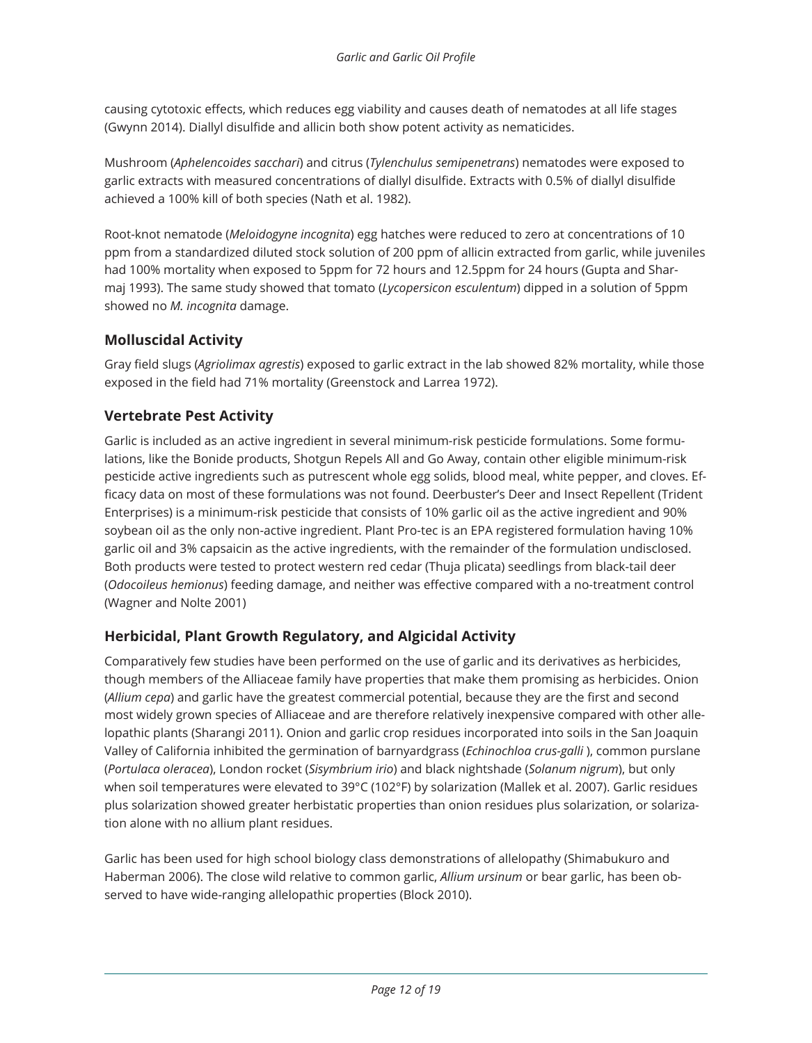causing cytotoxic effects, which reduces egg viability and causes death of nematodes at all life stages (Gwynn 2014). Diallyl disulfide and allicin both show potent activity as nematicides.

Mushroom (*Aphelencoides sacchari*) and citrus (*Tylenchulus semipenetrans*) nematodes were exposed to garlic extracts with measured concentrations of diallyl disulfide. Extracts with 0.5% of diallyl disulfide achieved a 100% kill of both species (Nath et al. 1982).

Root-knot nematode (*Meloidogyne incognita*) egg hatches were reduced to zero at concentrations of 10 ppm from a standardized diluted stock solution of 200 ppm of allicin extracted from garlic, while juveniles had 100% mortality when exposed to 5ppm for 72 hours and 12.5ppm for 24 hours (Gupta and Sharmaj 1993). The same study showed that tomato (*Lycopersicon esculentum*) dipped in a solution of 5ppm showed no *M. incognita* damage.

## Molluscidal Activity

Gray field slugs (*Agriolimax agrestis*) exposed to garlic extract in the lab showed 82% mortality, while those exposed in the field had 71% mortality (Greenstock and Larrea 1972).

## Vertebrate Pest Activity

Garlic is included as an active ingredient in several minimum-risk pesticide formulations. Some formulations, like the Bonide products, Shotgun Repels All and Go Away, contain other eligible minimum-risk pesticide active ingredients such as putrescent whole egg solids, blood meal, white pepper, and cloves. Efficacy data on most of these formulations was not found. Deerbuster's Deer and Insect Repellent (Trident Enterprises) is a minimum-risk pesticide that consists of 10% garlic oil as the active ingredient and 90% soybean oil as the only non-active ingredient. Plant Pro-tec is an EPA registered formulation having 10% garlic oil and 3% capsaicin as the active ingredients, with the remainder of the formulation undisclosed. Both products were tested to protect western red cedar (Thuja plicata) seedlings from black-tail deer (*Odocoileus hemionus*) feeding damage, and neither was effective compared with a no-treatment control (Wagner and Nolte 2001)

## Herbicidal, Plant Growth Regulatory, and Algicidal Activity

Comparatively few studies have been performed on the use of garlic and its derivatives as herbicides, though members of the Alliaceae family have properties that make them promising as herbicides. Onion (*Allium cepa*) and garlic have the greatest commercial potential, because they are the first and second most widely grown species of Alliaceae and are therefore relatively inexpensive compared with other allelopathic plants (Sharangi 2011). Onion and garlic crop residues incorporated into soils in the San Joaquin Valley of California inhibited the germination of barnyardgrass (*Echinochloa crus-galli* ), common purslane (*Portulaca oleracea*), London rocket (*Sisymbrium irio*) and black nightshade (*Solanum nigrum*), but only when soil temperatures were elevated to 39°C (102°F) by solarization (Mallek et al. 2007). Garlic residues plus solarization showed greater herbistatic properties than onion residues plus solarization, or solarization alone with no allium plant residues.

Garlic has been used for high school biology class demonstrations of allelopathy (Shimabukuro and Haberman 2006). The close wild relative to common garlic, *Allium ursinum* or bear garlic, has been observed to have wide-ranging allelopathic properties (Block 2010).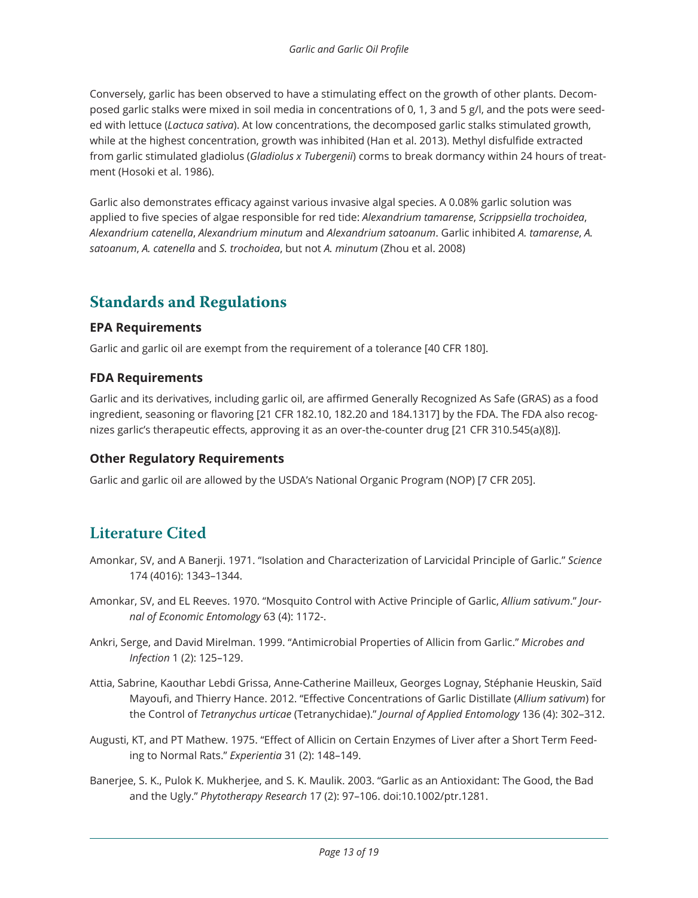Conversely, garlic has been observed to have a stimulating effect on the growth of other plants. Decomposed garlic stalks were mixed in soil media in concentrations of 0, 1, 3 and 5 g/l, and the pots were seeded with lettuce (*Lactuca sativa*). At low concentrations, the decomposed garlic stalks stimulated growth, while at the highest concentration, growth was inhibited (Han et al. 2013). Methyl disfulfide extracted from garlic stimulated gladiolus (*Gladiolus x Tubergenii*) corms to break dormancy within 24 hours of treatment (Hosoki et al. 1986).

Garlic also demonstrates efficacy against various invasive algal species. A 0.08% garlic solution was applied to five species of algae responsible for red tide: *Alexandrium tamarense*, *Scrippsiella trochoidea*, *Alexandrium catenella*, *Alexandrium minutum* and *Alexandrium satoanum*. Garlic inhibited *A. tamarense*, *A. satoanum*, *A. catenella* and *S. trochoidea*, but not *A. minutum* (Zhou et al. 2008)

## Standards and Regulations

### EPA Requirements

Garlic and garlic oil are exempt from the requirement of a tolerance [40 CFR 180].

### FDA Requirements

Garlic and its derivatives, including garlic oil, are affirmed Generally Recognized As Safe (GRAS) as a food ingredient, seasoning or flavoring [21 CFR 182.10, 182.20 and 184.1317] by the FDA. The FDA also recognizes garlic's therapeutic effects, approving it as an over-the-counter drug [21 CFR 310.545(a)(8)].

### Other Regulatory Requirements

Garlic and garlic oil are allowed by the USDA's National Organic Program (NOP) [7 CFR 205].

## Literature Cited

Amonkar, SV, and A Banerji. 1971. "Isolation and Characterization of Larvicidal Principle of Garlic." *Science* 174 (4016): 1343–1344.

Amonkar, SV, and EL Reeves. 1970. "Mosquito Control with Active Principle of Garlic, *Allium sativum*." *Journal of Economic Entomology* 63 (4): 1172-.

Ankri, Serge, and David Mirelman. 1999. "Antimicrobial Properties of Allicin from Garlic." *Microbes and Infection* 1 (2): 125–129.

Attia, Sabrine, Kaouthar Lebdi Grissa, Anne-Catherine Mailleux, Georges Lognay, Stéphanie Heuskin, Saïd Mayoufi, and Thierry Hance. 2012. "Effective Concentrations of Garlic Distillate (*Allium sativum*) for the Control of *Tetranychus urticae* (Tetranychidae)." *Journal of Applied Entomology* 136 (4): 302–312.

Augusti, KT, and PT Mathew. 1975. "Effect of Allicin on Certain Enzymes of Liver after a Short Term Feeding to Normal Rats." *Experientia* 31 (2): 148–149.

Banerjee, S. K., Pulok K. Mukherjee, and S. K. Maulik. 2003. "Garlic as an Antioxidant: The Good, the Bad and the Ugly." *Phytotherapy Research* 17 (2): 97–106. doi:10.1002/ptr.1281.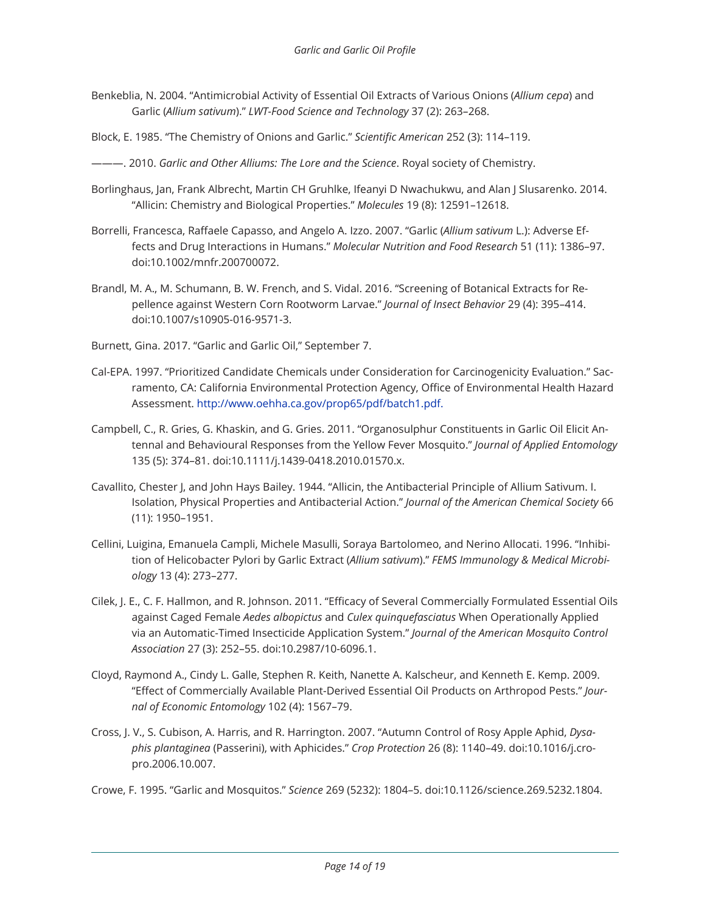Benkeblia, N. 2004. "Antimicrobial Activity of Essential Oil Extracts of Various Onions (*Allium cepa*) and Garlic (*Allium sativum*)." *LWT-Food Science and Technology* 37 (2): 263–268.

Block, E. 1985. "The Chemistry of Onions and Garlic." *Scientific American* 252 (3): 114–119.

———. 2010. *Garlic and Other Alliums: The Lore and the Science*. Royal society of Chemistry.

Borlinghaus, Jan, Frank Albrecht, Martin CH Gruhlke, Ifeanyi D Nwachukwu, and Alan J Slusarenko. 2014. "Allicin: Chemistry and Biological Properties." *Molecules* 19 (8): 12591–12618.

Borrelli, Francesca, Raffaele Capasso, and Angelo A. Izzo. 2007. "Garlic (*Allium sativum* L.): Adverse Effects and Drug Interactions in Humans." *Molecular Nutrition and Food Research* 51 (11): 1386–97. doi:10.1002/mnfr.200700072.

Brandl, M. A., M. Schumann, B. W. French, and S. Vidal. 2016. "Screening of Botanical Extracts for Repellence against Western Corn Rootworm Larvae." *Journal of Insect Behavior* 29 (4): 395–414. doi:10.1007/s10905-016-9571-3.

Burnett, Gina. 2017. "Garlic and Garlic Oil," September 7.

Cal-EPA. 1997. "Prioritized Candidate Chemicals under Consideration for Carcinogenicity Evaluation." Sacramento, CA: California Environmental Protection Agency, Office of Environmental Health Hazard Assessment. http://www.oehha.ca.gov/prop65/pdf/batch1.pdf.

Campbell, C., R. Gries, G. Khaskin, and G. Gries. 2011. "Organosulphur Constituents in Garlic Oil Elicit Antennal and Behavioural Responses from the Yellow Fever Mosquito." *Journal of Applied Entomology* 135 (5): 374–81. doi:10.1111/j.1439-0418.2010.01570.x.

Cavallito, Chester J, and John Hays Bailey. 1944. "Allicin, the Antibacterial Principle of Allium Sativum. I. Isolation, Physical Properties and Antibacterial Action." *Journal of the American Chemical Society* 66 (11): 1950–1951.

Cellini, Luigina, Emanuela Campli, Michele Masulli, Soraya Bartolomeo, and Nerino Allocati. 1996. "Inhibition of Helicobacter Pylori by Garlic Extract (*Allium sativum*)." *FEMS Immunology & Medical Microbiology* 13 (4): 273–277.

Cilek, J. E., C. F. Hallmon, and R. Johnson. 2011. "Efficacy of Several Commercially Formulated Essential Oils against Caged Female *Aedes albopictus* and *Culex quinquefasciatus* When Operationally Applied via an Automatic-Timed Insecticide Application System." *Journal of the American Mosquito Control Association* 27 (3): 252–55. doi:10.2987/10-6096.1.

Cloyd, Raymond A., Cindy L. Galle, Stephen R. Keith, Nanette A. Kalscheur, and Kenneth E. Kemp. 2009. "Effect of Commercially Available Plant-Derived Essential Oil Products on Arthropod Pests." *Journal of Economic Entomology* 102 (4): 1567–79.

Cross, J. V., S. Cubison, A. Harris, and R. Harrington. 2007. "Autumn Control of Rosy Apple Aphid, *Dysaphis plantaginea* (Passerini), with Aphicides." *Crop Protection* 26 (8): 1140–49. doi:10.1016/j.cropro.2006.10.007.

Crowe, F. 1995. "Garlic and Mosquitos." *Science* 269 (5232): 1804–5. doi:10.1126/science.269.5232.1804.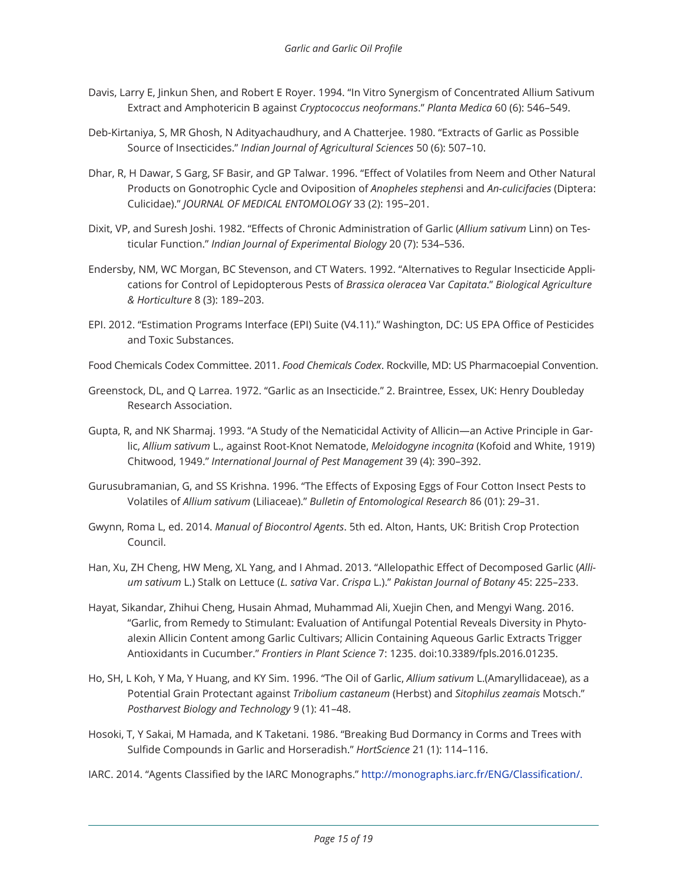Davis, Larry E, Jinkun Shen, and Robert E Royer. 1994. "In Vitro Synergism of Concentrated Allium Sativum Extract and Amphotericin B against *Cryptococcus neoformans*." *Planta Medica* 60 (6): 546–549.

Deb-Kirtaniya, S, MR Ghosh, N Adityachaudhury, and A Chatterjee. 1980. "Extracts of Garlic as Possible Source of Insecticides." *Indian Journal of Agricultural Sciences* 50 (6): 507–10.

Dhar, R, H Dawar, S Garg, SF Basir, and GP Talwar. 1996. "Effect of Volatiles from Neem and Other Natural Products on Gonotrophic Cycle and Oviposition of *Anopheles stephens*i and *An-culicifacies* (Diptera: Culicidae)." *JOURNAL OF MEDICAL ENTOMOLOGY* 33 (2): 195–201.

Dixit, VP, and Suresh Joshi. 1982. "Effects of Chronic Administration of Garlic (*Allium sativum* Linn) on Testicular Function." *Indian Journal of Experimental Biology* 20 (7): 534–536.

Endersby, NM, WC Morgan, BC Stevenson, and CT Waters. 1992. "Alternatives to Regular Insecticide Applications for Control of Lepidopterous Pests of *Brassica oleracea* Var *Capitata*." *Biological Agriculture & Horticulture* 8 (3): 189–203.

EPI. 2012. "Estimation Programs Interface (EPI) Suite (V4.11)." Washington, DC: US EPA Office of Pesticides and Toxic Substances.

Food Chemicals Codex Committee. 2011. *Food Chemicals Codex*. Rockville, MD: US Pharmacoepial Convention.

Greenstock, DL, and Q Larrea. 1972. "Garlic as an Insecticide." 2. Braintree, Essex, UK: Henry Doubleday Research Association.

Gupta, R, and NK Sharmaj. 1993. "A Study of the Nematicidal Activity of Allicin—an Active Principle in Garlic, *Allium sativum* L., against Root-Knot Nematode, *Meloidogyne incognita* (Kofoid and White, 1919) Chitwood, 1949." *International Journal of Pest Management* 39 (4): 390–392.

Gurusubramanian, G, and SS Krishna. 1996. "The Effects of Exposing Eggs of Four Cotton Insect Pests to Volatiles of *Allium sativum* (Liliaceae)." *Bulletin of Entomological Research* 86 (01): 29–31.

Gwynn, Roma L, ed. 2014. *Manual of Biocontrol Agents*. 5th ed. Alton, Hants, UK: British Crop Protection Council.

Han, Xu, ZH Cheng, HW Meng, XL Yang, and I Ahmad. 2013. "Allelopathic Effect of Decomposed Garlic (*Allium sativum* L.) Stalk on Lettuce (*L. sativa* Var. *Crispa* L.)." *Pakistan Journal of Botany* 45: 225–233.

Hayat, Sikandar, Zhihui Cheng, Husain Ahmad, Muhammad Ali, Xuejin Chen, and Mengyi Wang. 2016. "Garlic, from Remedy to Stimulant: Evaluation of Antifungal Potential Reveals Diversity in Phytoalexin Allicin Content among Garlic Cultivars; Allicin Containing Aqueous Garlic Extracts Trigger Antioxidants in Cucumber." *Frontiers in Plant Science* 7: 1235. doi:10.3389/fpls.2016.01235.

Ho, SH, L Koh, Y Ma, Y Huang, and KY Sim. 1996. "The Oil of Garlic, *Allium sativum* L.(Amaryllidaceae), as a Potential Grain Protectant against *Tribolium castaneum* (Herbst) and *Sitophilus zeamais* Motsch." *Postharvest Biology and Technology* 9 (1): 41–48.

Hosoki, T, Y Sakai, M Hamada, and K Taketani. 1986. "Breaking Bud Dormancy in Corms and Trees with Sulfide Compounds in Garlic and Horseradish." *HortScience* 21 (1): 114–116.

IARC. 2014. "Agents Classified by the IARC Monographs." http://monographs.iarc.fr/ENG/Classification/.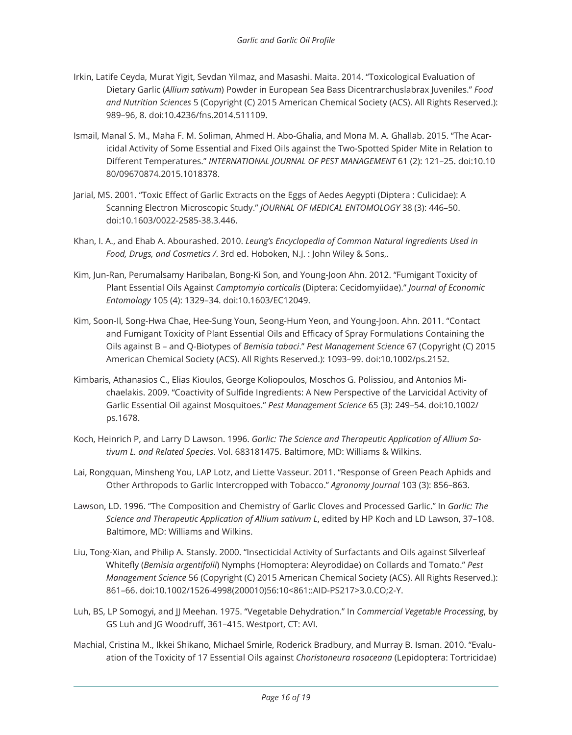Irkin, Latife Ceyda, Murat Yigit, Sevdan Yilmaz, and Masashi. Maita. 2014. "Toxicological Evaluation of Dietary Garlic (*Allium sativum*) Powder in European Sea Bass Dicentrarchuslabrax Juveniles." *Food and Nutrition Sciences* 5 (Copyright (C) 2015 American Chemical Society (ACS). All Rights Reserved.): 989–96, 8. doi:10.4236/fns.2014.511109.

Ismail, Manal S. M., Maha F. M. Soliman, Ahmed H. Abo-Ghalia, and Mona M. A. Ghallab. 2015. "The Acaricidal Activity of Some Essential and Fixed Oils against the Two-Spotted Spider Mite in Relation to Different Temperatures." *INTERNATIONAL JOURNAL OF PEST MANAGEMENT* 61 (2): 121–25. doi:10.1080/09670874.2015.1018378.

Jarial, MS. 2001. "Toxic Effect of Garlic Extracts on the Eggs of Aedes Aegypti (Diptera : Culicidae): A Scanning Electron Microscopic Study." *JOURNAL OF MEDICAL ENTOMOLOGY* 38 (3): 446–50. doi:10.1603/0022-2585-38.3.446.

Khan, I. A., and Ehab A. Abourashed. 2010. *Leung's Encyclopedia of Common Natural Ingredients Used in Food, Drugs, and Cosmetics /*. 3rd ed. Hoboken, N.J. : John Wiley & Sons,.

Kim, Jun-Ran, Perumalsamy Haribalan, Bong-Ki Son, and Young-Joon Ahn. 2012. "Fumigant Toxicity of Plant Essential Oils Against *Camptomyia corticalis* (Diptera: Cecidomyiidae)." *Journal of Economic Entomology* 105 (4): 1329–34. doi:10.1603/EC12049.

Kim, Soon-Il, Song-Hwa Chae, Hee-Sung Youn, Seong-Hum Yeon, and Young-Joon. Ahn. 2011. "Contact and Fumigant Toxicity of Plant Essential Oils and Efficacy of Spray Formulations Containing the Oils against B – and Q-Biotypes of *Bemisia tabaci*." *Pest Management Science* 67 (Copyright (C) 2015 American Chemical Society (ACS). All Rights Reserved.): 1093–99. doi:10.1002/ps.2152.

Kimbaris, Athanasios C., Elias Kioulos, George Koliopoulos, Moschos G. Polissiou, and Antonios Michaelakis. 2009. "Coactivity of Sulfide Ingredients: A New Perspective of the Larvicidal Activity of Garlic Essential Oil against Mosquitoes." *Pest Management Science* 65 (3): 249–54. doi:10.1002/ps.1678.

Koch, Heinrich P, and Larry D Lawson. 1996. *Garlic: The Science and Therapeutic Application of Allium Sativum L. and Related Species*. Vol. 683181475. Baltimore, MD: Williams & Wilkins.

Lai, Rongquan, Minsheng You, LAP Lotz, and Liette Vasseur. 2011. "Response of Green Peach Aphids and Other Arthropods to Garlic Intercropped with Tobacco." *Agronomy Journal* 103 (3): 856–863.

Lawson, LD. 1996. "The Composition and Chemistry of Garlic Cloves and Processed Garlic." In *Garlic: The Science and Therapeutic Application of Allium sativum L*, edited by HP Koch and LD Lawson, 37–108. Baltimore, MD: Williams and Wilkins.

Liu, Tong-Xian, and Philip A. Stansly. 2000. "Insecticidal Activity of Surfactants and Oils against Silverleaf Whitefly (*Bemisia argentifolii*) Nymphs (Homoptera: Aleyrodidae) on Collards and Tomato." *Pest Management Science* 56 (Copyright (C) 2015 American Chemical Society (ACS). All Rights Reserved.): 861–66. doi:10.1002/1526-4998(200010)56:10<861::AID-PS217>3.0.CO;2-Y.

Luh, BS, LP Somogyi, and JJ Meehan. 1975. "Vegetable Dehydration." In *Commercial Vegetable Processing*, by GS Luh and JG Woodruff, 361–415. Westport, CT: AVI.

Machial, Cristina M., Ikkei Shikano, Michael Smirle, Roderick Bradbury, and Murray B. Isman. 2010. "Evaluation of the Toxicity of 17 Essential Oils against *Choristoneura rosaceana* (Lepidoptera: Tortricidae)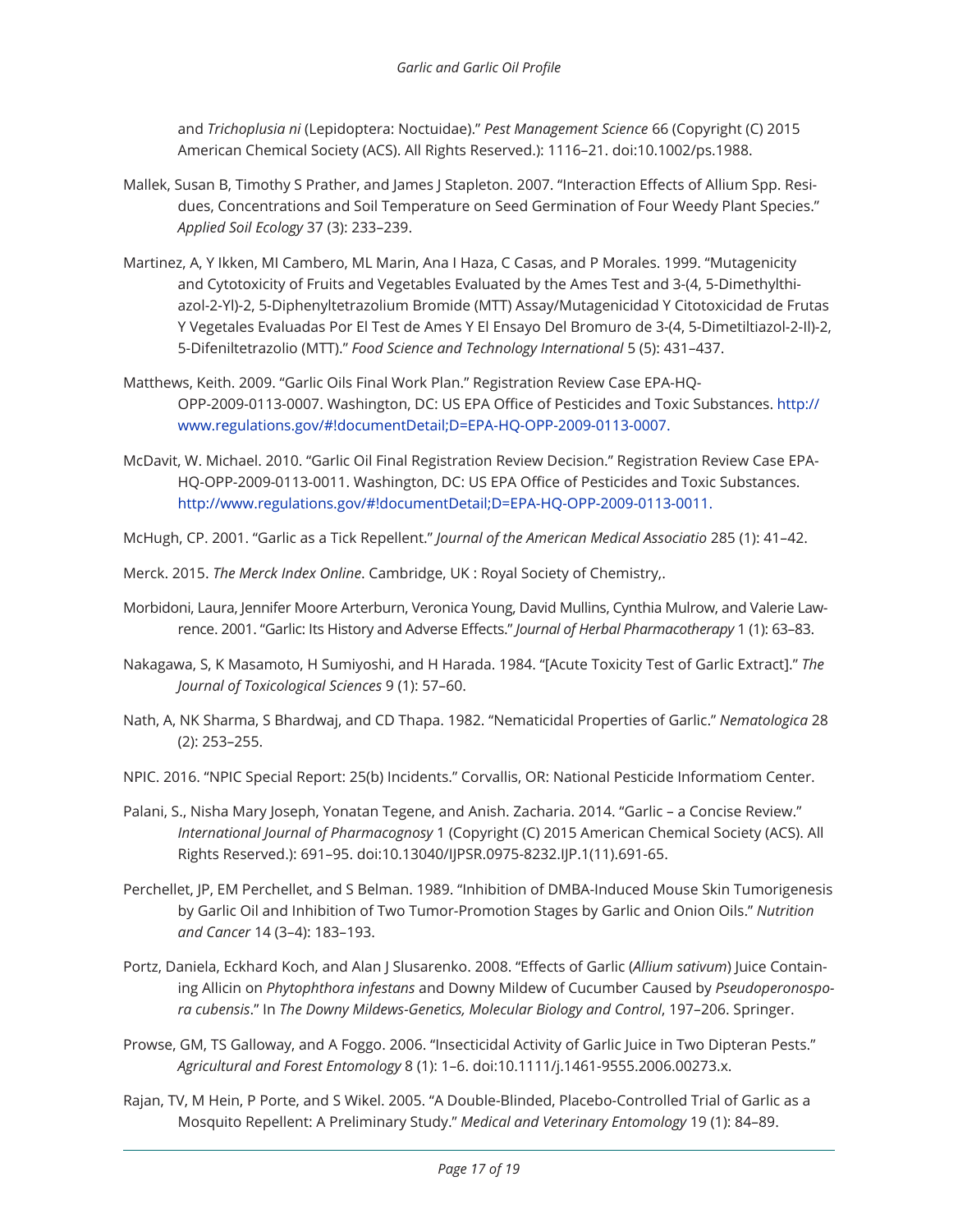and *Trichoplusia ni* (Lepidoptera: Noctuidae)." *Pest Management Science* 66 (Copyright (C) 2015 American Chemical Society (ACS). All Rights Reserved.): 1116–21. doi:10.1002/ps.1988.

Mallek, Susan B, Timothy S Prather, and James J Stapleton. 2007. "Interaction Effects of Allium Spp. Residues, Concentrations and Soil Temperature on Seed Germination of Four Weedy Plant Species." *Applied Soil Ecology* 37 (3): 233–239.

Martinez, A, Y Ikken, MI Cambero, ML Marin, Ana I Haza, C Casas, and P Morales. 1999. "Mutagenicity and Cytotoxicity of Fruits and Vegetables Evaluated by the Ames Test and 3-(4, 5-Dimethylthiazol-2-Yl)-2, 5-Diphenyltetrazolium Bromide (MTT) Assay/Mutagenicidad Y Citotoxicidad de Frutas Y Vegetales Evaluadas Por El Test de Ames Y El Ensayo Del Bromuro de 3-(4, 5-Dimetiltiazol-2-Il)-2, 5-Difeniltetrazolio (MTT)." *Food Science and Technology International* 5 (5): 431–437.

Matthews, Keith. 2009. "Garlic Oils Final Work Plan." Registration Review Case EPA-HQ-OPP-2009-0113-0007. Washington, DC: US EPA Office of Pesticides and Toxic Substances. http://www.regulations.gov/#!documentDetail;D=EPA-HQ-OPP-2009-0113-0007.

McDavit, W. Michael. 2010. "Garlic Oil Final Registration Review Decision." Registration Review Case EPA-HQ-OPP-2009-0113-0011. Washington, DC: US EPA Office of Pesticides and Toxic Substances. http://www.regulations.gov/#!documentDetail;D=EPA-HQ-OPP-2009-0113-0011.

McHugh, CP. 2001. "Garlic as a Tick Repellent." *Journal of the American Medical Associatio* 285 (1): 41–42.

Merck. 2015. *The Merck Index Online*. Cambridge, UK : Royal Society of Chemistry,.

Morbidoni, Laura, Jennifer Moore Arterburn, Veronica Young, David Mullins, Cynthia Mulrow, and Valerie Lawrence. 2001. "Garlic: Its History and Adverse Effects." *Journal of Herbal Pharmacotherapy* 1 (1): 63–83.

Nakagawa, S, K Masamoto, H Sumiyoshi, and H Harada. 1984. "[Acute Toxicity Test of Garlic Extract]." *The Journal of Toxicological Sciences* 9 (1): 57–60.

Nath, A, NK Sharma, S Bhardwaj, and CD Thapa. 1982. "Nematicidal Properties of Garlic." *Nematologica* 28 (2): 253–255.

NPIC. 2016. "NPIC Special Report: 25(b) Incidents." Corvallis, OR: National Pesticide Informatiom Center.

Palani, S., Nisha Mary Joseph, Yonatan Tegene, and Anish. Zacharia. 2014. "Garlic – a Concise Review." *International Journal of Pharmacognosy* 1 (Copyright (C) 2015 American Chemical Society (ACS). All Rights Reserved.): 691–95. doi:10.13040/IJPSR.0975-8232.IJP.1(11).691-65.

Perchellet, JP, EM Perchellet, and S Belman. 1989. "Inhibition of DMBA-Induced Mouse Skin Tumorigenesis by Garlic Oil and Inhibition of Two Tumor-Promotion Stages by Garlic and Onion Oils." *Nutrition and Cancer* 14 (3–4): 183–193.

Portz, Daniela, Eckhard Koch, and Alan J Slusarenko. 2008. "Effects of Garlic (*Allium sativum*) Juice Containing Allicin on *Phytophthora infestans* and Downy Mildew of Cucumber Caused by *Pseudoperonospora cubensis*." In *The Downy Mildews-Genetics, Molecular Biology and Control*, 197–206. Springer.

Prowse, GM, TS Galloway, and A Foggo. 2006. "Insecticidal Activity of Garlic Juice in Two Dipteran Pests." *Agricultural and Forest Entomology* 8 (1): 1–6. doi:10.1111/j.1461-9555.2006.00273.x.

Rajan, TV, M Hein, P Porte, and S Wikel. 2005. "A Double-Blinded, Placebo-Controlled Trial of Garlic as a Mosquito Repellent: A Preliminary Study." *Medical and Veterinary Entomology* 19 (1): 84–89.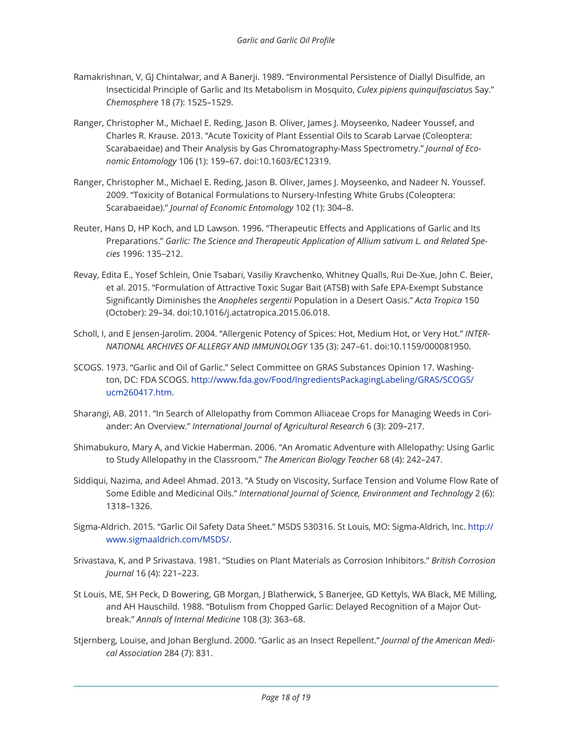Ramakrishnan, V, GJ Chintalwar, and A Banerji. 1989. "Environmental Persistence of Diallyl Disulfide, an Insecticidal Principle of Garlic and Its Metabolism in Mosquito, *Culex pipiens quinquifasciatus* Say." *Chemosphere* 18 (7): 1525–1529.

Ranger, Christopher M., Michael E. Reding, Jason B. Oliver, James J. Moyseenko, Nadeer Youssef, and Charles R. Krause. 2013. "Acute Toxicity of Plant Essential Oils to Scarab Larvae (Coleoptera: Scarabaeidae) and Their Analysis by Gas Chromatography-Mass Spectrometry." *Journal of Economic Entomology* 106 (1): 159–67. doi:10.1603/EC12319.

Ranger, Christopher M., Michael E. Reding, Jason B. Oliver, James J. Moyseenko, and Nadeer N. Youssef. 2009. "Toxicity of Botanical Formulations to Nursery-Infesting White Grubs (Coleoptera: Scarabaeidae)." *Journal of Economic Entomology* 102 (1): 304–8.

Reuter, Hans D, HP Koch, and LD Lawson. 1996. "Therapeutic Effects and Applications of Garlic and Its Preparations." *Garlic: The Science and Therapeutic Application of Allium sativum L. and Related Species* 1996: 135–212.

Revay, Edita E., Yosef Schlein, Onie Tsabari, Vasiliy Kravchenko, Whitney Qualls, Rui De-Xue, John C. Beier, et al. 2015. "Formulation of Attractive Toxic Sugar Bait (ATSB) with Safe EPA-Exempt Substance Significantly Diminishes the *Anopheles sergentii* Population in a Desert Oasis." *Acta Tropica* 150 (October): 29–34. doi:10.1016/j.actatropica.2015.06.018.

Scholl, I, and E Jensen-Jarolim. 2004. "Allergenic Potency of Spices: Hot, Medium Hot, or Very Hot." *INTERNATIONAL ARCHIVES OF ALLERGY AND IMMUNOLOGY* 135 (3): 247–61. doi:10.1159/000081950.

SCOGS. 1973. "Garlic and Oil of Garlic." Select Committee on GRAS Substances Opinion 17. Washington, DC: FDA SCOGS. http://www.fda.gov/Food/IngredientsPackagingLabeling/GRAS/SCOGS/ucm260417.htm.

Sharangi, AB. 2011. "In Search of Allelopathy from Common Alliaceae Crops for Managing Weeds in Coriander: An Overview." *International Journal of Agricultural Research* 6 (3): 209–217.

Shimabukuro, Mary A, and Vickie Haberman. 2006. "An Aromatic Adventure with Allelopathy: Using Garlic to Study Allelopathy in the Classroom." *The American Biology Teacher* 68 (4): 242–247.

Siddiqui, Nazima, and Adeel Ahmad. 2013. "A Study on Viscosity, Surface Tension and Volume Flow Rate of Some Edible and Medicinal Oils." *International Journal of Science, Environment and Technology* 2 (6): 1318–1326.

Sigma-Aldrich. 2015. "Garlic Oil Safety Data Sheet." MSDS 530316. St Louis, MO: Sigma-Aldrich, Inc. http://www.sigmaaldrich.com/MSDS/.

Srivastava, K, and P Srivastava. 1981. "Studies on Plant Materials as Corrosion Inhibitors." *British Corrosion Journal* 16 (4): 221–223.

St Louis, ME, SH Peck, D Bowering, GB Morgan, J Blatherwick, S Banerjee, GD Kettyls, WA Black, ME Milling, and AH Hauschild. 1988. "Botulism from Chopped Garlic: Delayed Recognition of a Major Outbreak." *Annals of Internal Medicine* 108 (3): 363–68.

Stjernberg, Louise, and Johan Berglund. 2000. "Garlic as an Insect Repellent." *Journal of the American Medical Association* 284 (7): 831.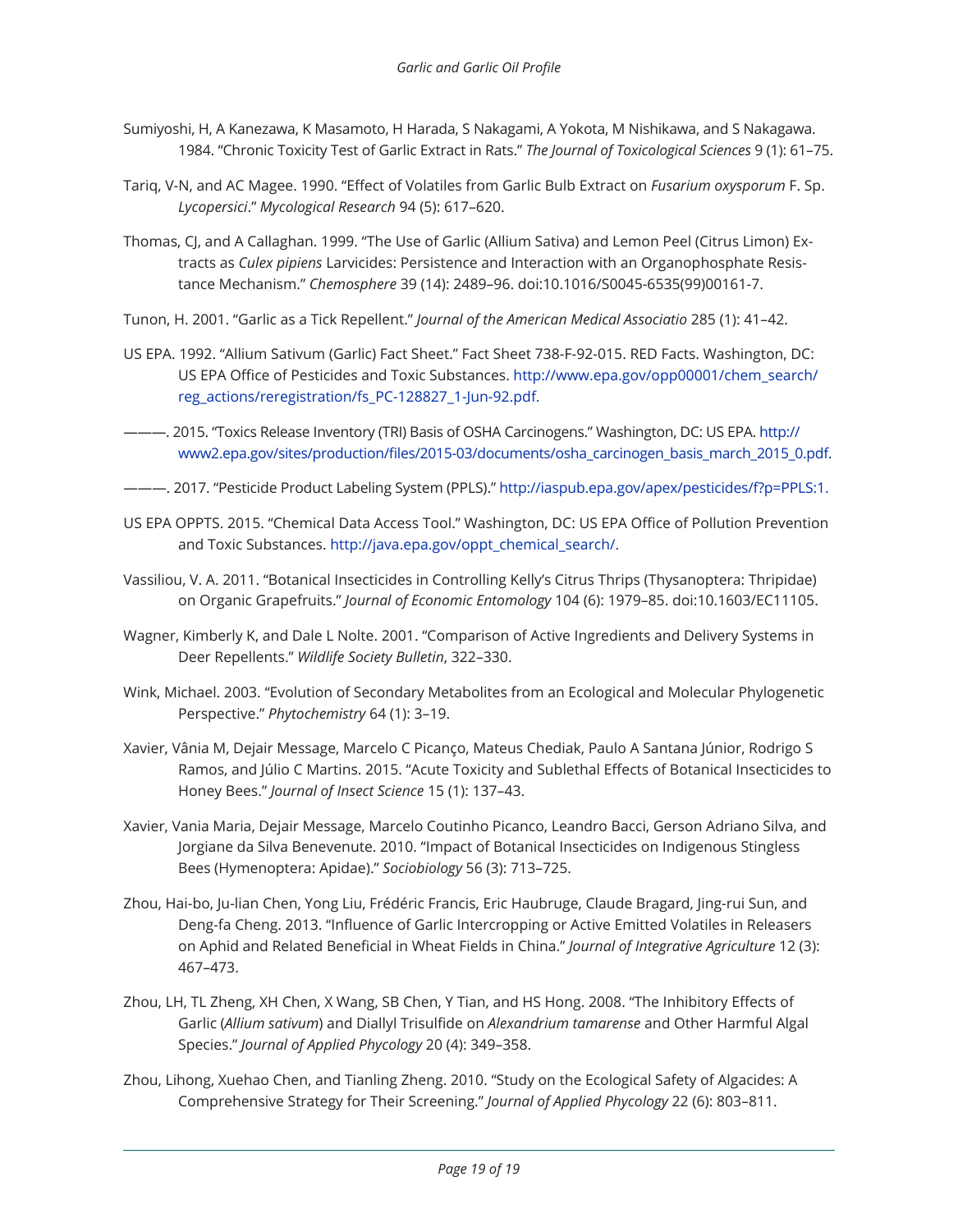Sumiyoshi, H, A Kanezawa, K Masamoto, H Harada, S Nakagami, A Yokota, M Nishikawa, and S Nakagawa. 1984. "Chronic Toxicity Test of Garlic Extract in Rats." *The Journal of Toxicological Sciences* 9 (1): 61–75.

Tariq, V-N, and AC Magee. 1990. "Effect of Volatiles from Garlic Bulb Extract on *Fusarium oxysporum* F. Sp. *Lycopersici*." *Mycological Research* 94 (5): 617–620.

Thomas, CJ, and A Callaghan. 1999. "The Use of Garlic (Allium Sativa) and Lemon Peel (Citrus Limon) Extracts as *Culex pipiens* Larvicides: Persistence and Interaction with an Organophosphate Resistance Mechanism." *Chemosphere* 39 (14): 2489–96. doi:10.1016/S0045-6535(99)00161-7.

Tunon, H. 2001. "Garlic as a Tick Repellent." *Journal of the American Medical Associatio* 285 (1): 41–42.

US EPA. 1992. "Allium Sativum (Garlic) Fact Sheet." Fact Sheet 738-F-92-015. RED Facts. Washington, DC: US EPA Office of Pesticides and Toxic Substances. http://www.epa.gov/opp00001/chem_search/reg_actions/reregistration/fs_PC-128827_1-Jun-92.pdf.

———. 2015. "Toxics Release Inventory (TRI) Basis of OSHA Carcinogens." Washington, DC: US EPA. http://www2.epa.gov/sites/production/files/2015-03/documents/osha_carcinogen_basis_march_2015_0.pdf.

———. 2017. "Pesticide Product Labeling System (PPLS)." http://iaspub.epa.gov/apex/pesticides/f?p=PPLS:1.

US EPA OPPTS. 2015. "Chemical Data Access Tool." Washington, DC: US EPA Office of Pollution Prevention and Toxic Substances. http://java.epa.gov/oppt_chemical_search/.

Vassiliou, V. A. 2011. "Botanical Insecticides in Controlling Kelly's Citrus Thrips (Thysanoptera: Thripidae) on Organic Grapefruits." *Journal of Economic Entomology* 104 (6): 1979–85. doi:10.1603/EC11105.

Wagner, Kimberly K, and Dale L Nolte. 2001. "Comparison of Active Ingredients and Delivery Systems in Deer Repellents." *Wildlife Society Bulletin*, 322–330.

Wink, Michael. 2003. "Evolution of Secondary Metabolites from an Ecological and Molecular Phylogenetic Perspective." *Phytochemistry* 64 (1): 3–19.

Xavier, Vânia M, Dejair Message, Marcelo C Picanço, Mateus Chediak, Paulo A Santana Júnior, Rodrigo S Ramos, and Júlio C Martins. 2015. "Acute Toxicity and Sublethal Effects of Botanical Insecticides to Honey Bees." *Journal of Insect Science* 15 (1): 137–43.

Xavier, Vania Maria, Dejair Message, Marcelo Coutinho Picanco, Leandro Bacci, Gerson Adriano Silva, and Jorgiane da Silva Benevenute. 2010. "Impact of Botanical Insecticides on Indigenous Stingless Bees (Hymenoptera: Apidae)." *Sociobiology* 56 (3): 713–725.

Zhou, Hai-bo, Ju-lian Chen, Yong Liu, Frédéric Francis, Eric Haubruge, Claude Bragard, Jing-rui Sun, and Deng-fa Cheng. 2013. "Influence of Garlic Intercropping or Active Emitted Volatiles in Releasers on Aphid and Related Beneficial in Wheat Fields in China." *Journal of Integrative Agriculture* 12 (3): 467–473.

Zhou, LH, TL Zheng, XH Chen, X Wang, SB Chen, Y Tian, and HS Hong. 2008. "The Inhibitory Effects of Garlic (*Allium sativum*) and Diallyl Trisulfide on *Alexandrium tamarense* and Other Harmful Algal Species." *Journal of Applied Phycology* 20 (4): 349–358.

Zhou, Lihong, Xuehao Chen, and Tianling Zheng. 2010. "Study on the Ecological Safety of Algacides: A Comprehensive Strategy for Their Screening." *Journal of Applied Phycology* 22 (6): 803–811.